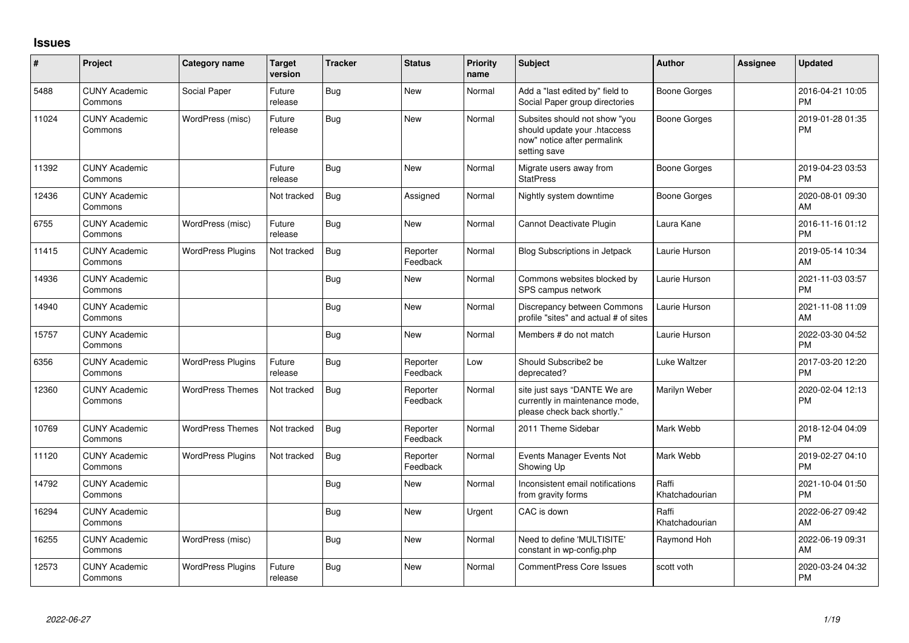## Issues

| # | Project | Category name | Target version | Tracker | Status | Priority name | Subject | Author | Assignee | Updated |
|---|---|---|---|---|---|---|---|---|---|---|
| 5488 | CUNY Academic Commons | Social Paper | Future release | Bug | New | Normal | Add a "last edited by" field to Social Paper group directories | Boone Gorges | | 2016-04-21 10:05 PM |
| 11024 | CUNY Academic Commons | WordPress (misc) | Future release | Bug | New | Normal | Subsites should not show "you should update your .htaccess now" notice after permalink setting save | Boone Gorges | | 2019-01-28 01:35 PM |
| 11392 | CUNY Academic Commons | | Future release | Bug | New | Normal | Migrate users away from StatPress | Boone Gorges | | 2019-04-23 03:53 PM |
| 12436 | CUNY Academic Commons | | Not tracked | Bug | Assigned | Normal | Nightly system downtime | Boone Gorges | | 2020-08-01 09:30 AM |
| 6755 | CUNY Academic Commons | WordPress (misc) | Future release | Bug | New | Normal | Cannot Deactivate Plugin | Laura Kane | | 2016-11-16 01:12 PM |
| 11415 | CUNY Academic Commons | WordPress Plugins | Not tracked | Bug | Reporter Feedback | Normal | Blog Subscriptions in Jetpack | Laurie Hurson | | 2019-05-14 10:34 AM |
| 14936 | CUNY Academic Commons | | | Bug | New | Normal | Commons websites blocked by SPS campus network | Laurie Hurson | | 2021-11-03 03:57 PM |
| 14940 | CUNY Academic Commons | | | Bug | New | Normal | Discrepancy between Commons profile "sites" and actual # of sites | Laurie Hurson | | 2021-11-08 11:09 AM |
| 15757 | CUNY Academic Commons | | | Bug | New | Normal | Members # do not match | Laurie Hurson | | 2022-03-30 04:52 PM |
| 6356 | CUNY Academic Commons | WordPress Plugins | Future release | Bug | Reporter Feedback | Low | Should Subscribe2 be deprecated? | Luke Waltzer | | 2017-03-20 12:20 PM |
| 12360 | CUNY Academic Commons | WordPress Themes | Not tracked | Bug | Reporter Feedback | Normal | site just says "DANTE We are currently in maintenance mode, please check back shortly." | Marilyn Weber | | 2020-02-04 12:13 PM |
| 10769 | CUNY Academic Commons | WordPress Themes | Not tracked | Bug | Reporter Feedback | Normal | 2011 Theme Sidebar | Mark Webb | | 2018-12-04 04:09 PM |
| 11120 | CUNY Academic Commons | WordPress Plugins | Not tracked | Bug | Reporter Feedback | Normal | Events Manager Events Not Showing Up | Mark Webb | | 2019-02-27 04:10 PM |
| 14792 | CUNY Academic Commons | | | Bug | New | Normal | Inconsistent email notifications from gravity forms | Raffi Khatchadourian | | 2021-10-04 01:50 PM |
| 16294 | CUNY Academic Commons | | | Bug | New | Urgent | CAC is down | Raffi Khatchadourian | | 2022-06-27 09:42 AM |
| 16255 | CUNY Academic Commons | WordPress (misc) | | Bug | New | Normal | Need to define 'MULTISITE' constant in wp-config.php | Raymond Hoh | | 2022-06-19 09:31 AM |
| 12573 | CUNY Academic Commons | WordPress Plugins | Future release | Bug | New | Normal | CommentPress Core Issues | scott voth | | 2020-03-24 04:32 PM |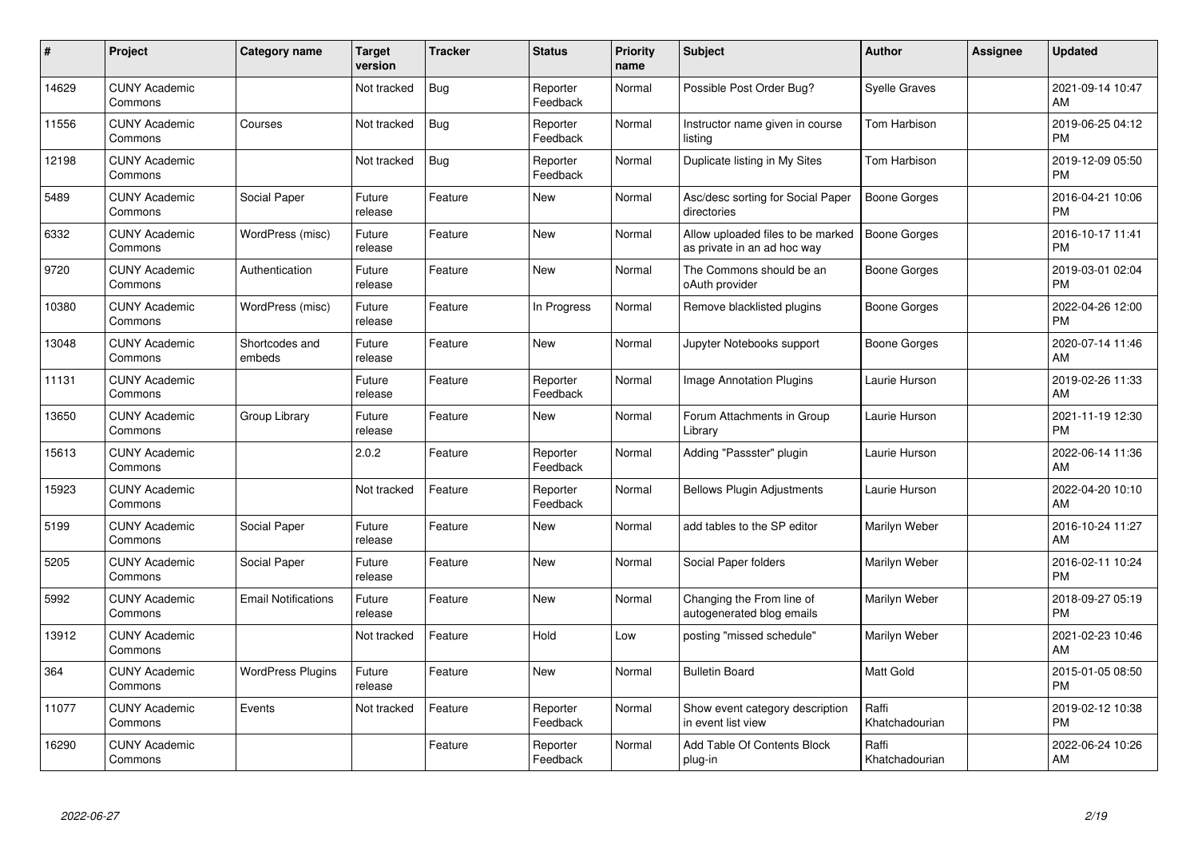| # | Project | Category name | Target version | Tracker | Status | Priority name | Subject | Author | Assignee | Updated |
|---|---|---|---|---|---|---|---|---|---|---|
| 14629 | CUNY Academic Commons | | Not tracked | Bug | Reporter Feedback | Normal | Possible Post Order Bug? | Syelle Graves | | 2021-09-14 10:47 AM |
| 11556 | CUNY Academic Commons | Courses | Not tracked | Bug | Reporter Feedback | Normal | Instructor name given in course listing | Tom Harbison | | 2019-06-25 04:12 PM |
| 12198 | CUNY Academic Commons | | Not tracked | Bug | Reporter Feedback | Normal | Duplicate listing in My Sites | Tom Harbison | | 2019-12-09 05:50 PM |
| 5489 | CUNY Academic Commons | Social Paper | Future release | Feature | New | Normal | Asc/desc sorting for Social Paper directories | Boone Gorges | | 2016-04-21 10:06 PM |
| 6332 | CUNY Academic Commons | WordPress (misc) | Future release | Feature | New | Normal | Allow uploaded files to be marked as private in an ad hoc way | Boone Gorges | | 2016-10-17 11:41 PM |
| 9720 | CUNY Academic Commons | Authentication | Future release | Feature | New | Normal | The Commons should be an oAuth provider | Boone Gorges | | 2019-03-01 02:04 PM |
| 10380 | CUNY Academic Commons | WordPress (misc) | Future release | Feature | In Progress | Normal | Remove blacklisted plugins | Boone Gorges | | 2022-04-26 12:00 PM |
| 13048 | CUNY Academic Commons | Shortcodes and embeds | Future release | Feature | New | Normal | Jupyter Notebooks support | Boone Gorges | | 2020-07-14 11:46 AM |
| 11131 | CUNY Academic Commons | | Future release | Feature | Reporter Feedback | Normal | Image Annotation Plugins | Laurie Hurson | | 2019-02-26 11:33 AM |
| 13650 | CUNY Academic Commons | Group Library | Future release | Feature | New | Normal | Forum Attachments in Group Library | Laurie Hurson | | 2021-11-19 12:30 PM |
| 15613 | CUNY Academic Commons | | 2.0.2 | Feature | Reporter Feedback | Normal | Adding "Passster" plugin | Laurie Hurson | | 2022-06-14 11:36 AM |
| 15923 | CUNY Academic Commons | | Not tracked | Feature | Reporter Feedback | Normal | Bellows Plugin Adjustments | Laurie Hurson | | 2022-04-20 10:10 AM |
| 5199 | CUNY Academic Commons | Social Paper | Future release | Feature | New | Normal | add tables to the SP editor | Marilyn Weber | | 2016-10-24 11:27 AM |
| 5205 | CUNY Academic Commons | Social Paper | Future release | Feature | New | Normal | Social Paper folders | Marilyn Weber | | 2016-02-11 10:24 PM |
| 5992 | CUNY Academic Commons | Email Notifications | Future release | Feature | New | Normal | Changing the From line of autogenerated blog emails | Marilyn Weber | | 2018-09-27 05:19 PM |
| 13912 | CUNY Academic Commons | | Not tracked | Feature | Hold | Low | posting "missed schedule" | Marilyn Weber | | 2021-02-23 10:46 AM |
| 364 | CUNY Academic Commons | WordPress Plugins | Future release | Feature | New | Normal | Bulletin Board | Matt Gold | | 2015-01-05 08:50 PM |
| 11077 | CUNY Academic Commons | Events | Not tracked | Feature | Reporter Feedback | Normal | Show event category description in event list view | Raffi Khatchadourian | | 2019-02-12 10:38 PM |
| 16290 | CUNY Academic Commons | | | Feature | Reporter Feedback | Normal | Add Table Of Contents Block plug-in | Raffi Khatchadourian | | 2022-06-24 10:26 AM |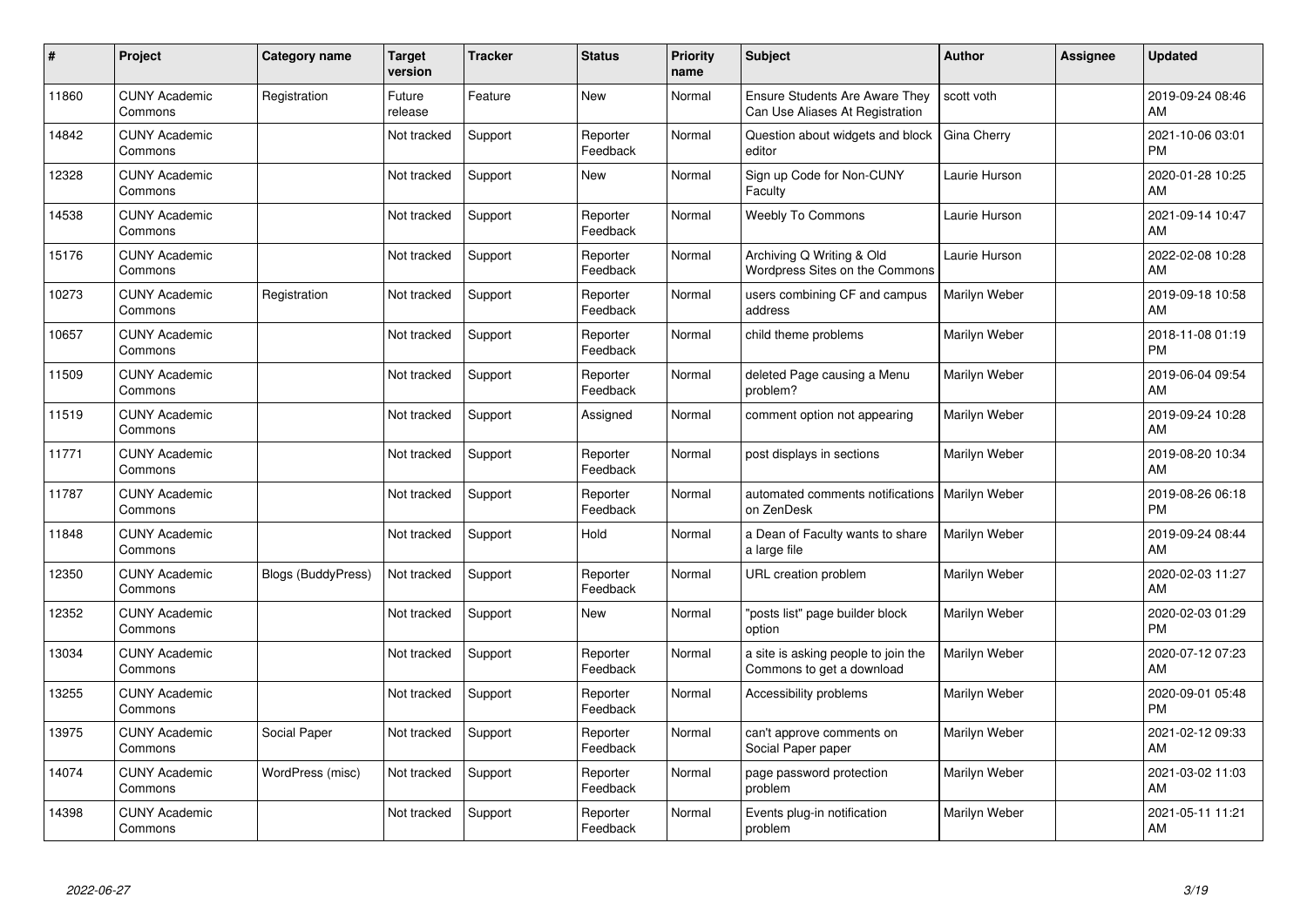| # | Project | Category name | Target version | Tracker | Status | Priority name | Subject | Author | Assignee | Updated |
|---|---|---|---|---|---|---|---|---|---|---|
| 11860 | CUNY Academic Commons | Registration | Future release | Feature | New | Normal | Ensure Students Are Aware They Can Use Aliases At Registration | scott voth | | 2019-09-24 08:46 AM |
| 14842 | CUNY Academic Commons | | Not tracked | Support | Reporter Feedback | Normal | Question about widgets and block editor | Gina Cherry | | 2021-10-06 03:01 PM |
| 12328 | CUNY Academic Commons | | Not tracked | Support | New | Normal | Sign up Code for Non-CUNY Faculty | Laurie Hurson | | 2020-01-28 10:25 AM |
| 14538 | CUNY Academic Commons | | Not tracked | Support | Reporter Feedback | Normal | Weebly To Commons | Laurie Hurson | | 2021-09-14 10:47 AM |
| 15176 | CUNY Academic Commons | | Not tracked | Support | Reporter Feedback | Normal | Archiving Q Writing & Old Wordpress Sites on the Commons | Laurie Hurson | | 2022-02-08 10:28 AM |
| 10273 | CUNY Academic Commons | Registration | Not tracked | Support | Reporter Feedback | Normal | users combining CF and campus address | Marilyn Weber | | 2019-09-18 10:58 AM |
| 10657 | CUNY Academic Commons | | Not tracked | Support | Reporter Feedback | Normal | child theme problems | Marilyn Weber | | 2018-11-08 01:19 PM |
| 11509 | CUNY Academic Commons | | Not tracked | Support | Reporter Feedback | Normal | deleted Page causing a Menu problem? | Marilyn Weber | | 2019-06-04 09:54 AM |
| 11519 | CUNY Academic Commons | | Not tracked | Support | Assigned | Normal | comment option not appearing | Marilyn Weber | | 2019-09-24 10:28 AM |
| 11771 | CUNY Academic Commons | | Not tracked | Support | Reporter Feedback | Normal | post displays in sections | Marilyn Weber | | 2019-08-20 10:34 AM |
| 11787 | CUNY Academic Commons | | Not tracked | Support | Reporter Feedback | Normal | automated comments notifications on ZenDesk | Marilyn Weber | | 2019-08-26 06:18 PM |
| 11848 | CUNY Academic Commons | | Not tracked | Support | Hold | Normal | a Dean of Faculty wants to share a large file | Marilyn Weber | | 2019-09-24 08:44 AM |
| 12350 | CUNY Academic Commons | Blogs (BuddyPress) | Not tracked | Support | Reporter Feedback | Normal | URL creation problem | Marilyn Weber | | 2020-02-03 11:27 AM |
| 12352 | CUNY Academic Commons | | Not tracked | Support | New | Normal | "posts list" page builder block option | Marilyn Weber | | 2020-02-03 01:29 PM |
| 13034 | CUNY Academic Commons | | Not tracked | Support | Reporter Feedback | Normal | a site is asking people to join the Commons to get a download | Marilyn Weber | | 2020-07-12 07:23 AM |
| 13255 | CUNY Academic Commons | | Not tracked | Support | Reporter Feedback | Normal | Accessibility problems | Marilyn Weber | | 2020-09-01 05:48 PM |
| 13975 | CUNY Academic Commons | Social Paper | Not tracked | Support | Reporter Feedback | Normal | can't approve comments on Social Paper paper | Marilyn Weber | | 2021-02-12 09:33 AM |
| 14074 | CUNY Academic Commons | WordPress (misc) | Not tracked | Support | Reporter Feedback | Normal | page password protection problem | Marilyn Weber | | 2021-03-02 11:03 AM |
| 14398 | CUNY Academic Commons | | Not tracked | Support | Reporter Feedback | Normal | Events plug-in notification problem | Marilyn Weber | | 2021-05-11 11:21 AM |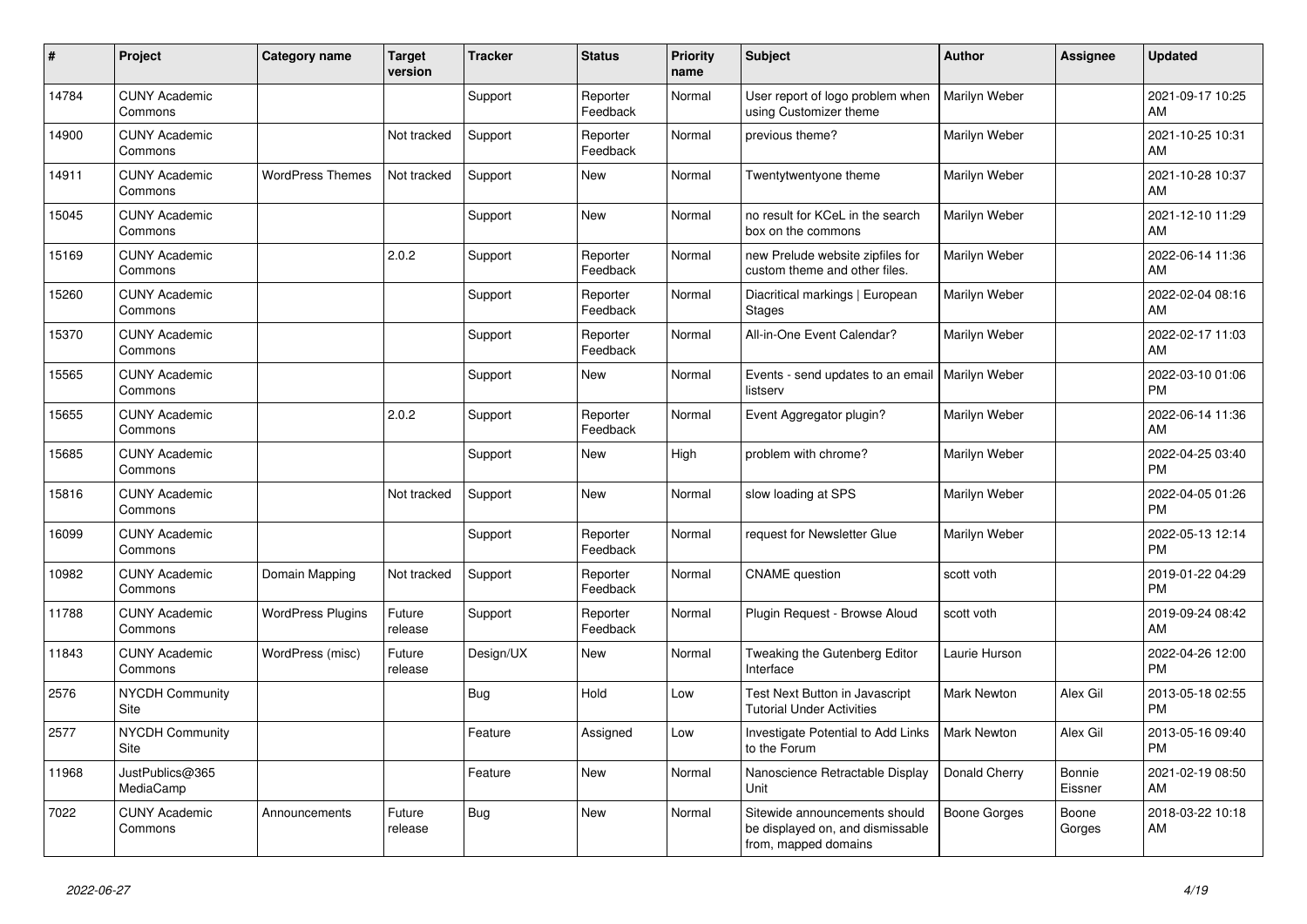| # | Project | Category name | Target version | Tracker | Status | Priority name | Subject | Author | Assignee | Updated |
|---|---|---|---|---|---|---|---|---|---|---|
| 14784 | CUNY Academic Commons | | | Support | Reporter Feedback | Normal | User report of logo problem when using Customizer theme | Marilyn Weber | | 2021-09-17 10:25 AM |
| 14900 | CUNY Academic Commons | | Not tracked | Support | Reporter Feedback | Normal | previous theme? | Marilyn Weber | | 2021-10-25 10:31 AM |
| 14911 | CUNY Academic Commons | WordPress Themes | Not tracked | Support | New | Normal | Twentytwentyone theme | Marilyn Weber | | 2021-10-28 10:37 AM |
| 15045 | CUNY Academic Commons | | | Support | New | Normal | no result for KCeL in the search box on the commons | Marilyn Weber | | 2021-12-10 11:29 AM |
| 15169 | CUNY Academic Commons | | 2.0.2 | Support | Reporter Feedback | Normal | new Prelude website zipfiles for custom theme and other files. | Marilyn Weber | | 2022-06-14 11:36 AM |
| 15260 | CUNY Academic Commons | | | Support | Reporter Feedback | Normal | Diacritical markings \| European Stages | Marilyn Weber | | 2022-02-04 08:16 AM |
| 15370 | CUNY Academic Commons | | | Support | Reporter Feedback | Normal | All-in-One Event Calendar? | Marilyn Weber | | 2022-02-17 11:03 AM |
| 15565 | CUNY Academic Commons | | | Support | New | Normal | Events - send updates to an email listserv | Marilyn Weber | | 2022-03-10 01:06 PM |
| 15655 | CUNY Academic Commons | | 2.0.2 | Support | Reporter Feedback | Normal | Event Aggregator plugin? | Marilyn Weber | | 2022-06-14 11:36 AM |
| 15685 | CUNY Academic Commons | | | Support | New | High | problem with chrome? | Marilyn Weber | | 2022-04-25 03:40 PM |
| 15816 | CUNY Academic Commons | | Not tracked | Support | New | Normal | slow loading at SPS | Marilyn Weber | | 2022-04-05 01:26 PM |
| 16099 | CUNY Academic Commons | | | Support | Reporter Feedback | Normal | request for Newsletter Glue | Marilyn Weber | | 2022-05-13 12:14 PM |
| 10982 | CUNY Academic Commons | Domain Mapping | Not tracked | Support | Reporter Feedback | Normal | CNAME question | scott voth | | 2019-01-22 04:29 PM |
| 11788 | CUNY Academic Commons | WordPress Plugins | Future release | Support | Reporter Feedback | Normal | Plugin Request - Browse Aloud | scott voth | | 2019-09-24 08:42 AM |
| 11843 | CUNY Academic Commons | WordPress (misc) | Future release | Design/UX | New | Normal | Tweaking the Gutenberg Editor Interface | Laurie Hurson | | 2022-04-26 12:00 PM |
| 2576 | NYCDH Community Site | | | Bug | Hold | Low | Test Next Button in Javascript Tutorial Under Activities | Mark Newton | Alex Gil | 2013-05-18 02:55 PM |
| 2577 | NYCDH Community Site | | | Feature | Assigned | Low | Investigate Potential to Add Links to the Forum | Mark Newton | Alex Gil | 2013-05-16 09:40 PM |
| 11968 | JustPublics@365 MediaCamp | | | Feature | New | Normal | Nanoscience Retractable Display Unit | Donald Cherry | Bonnie Eissner | 2021-02-19 08:50 AM |
| 7022 | CUNY Academic Commons | Announcements | Future release | Bug | New | Normal | Sitewide announcements should be displayed on, and dismissable from, mapped domains | Boone Gorges | Boone Gorges | 2018-03-22 10:18 AM |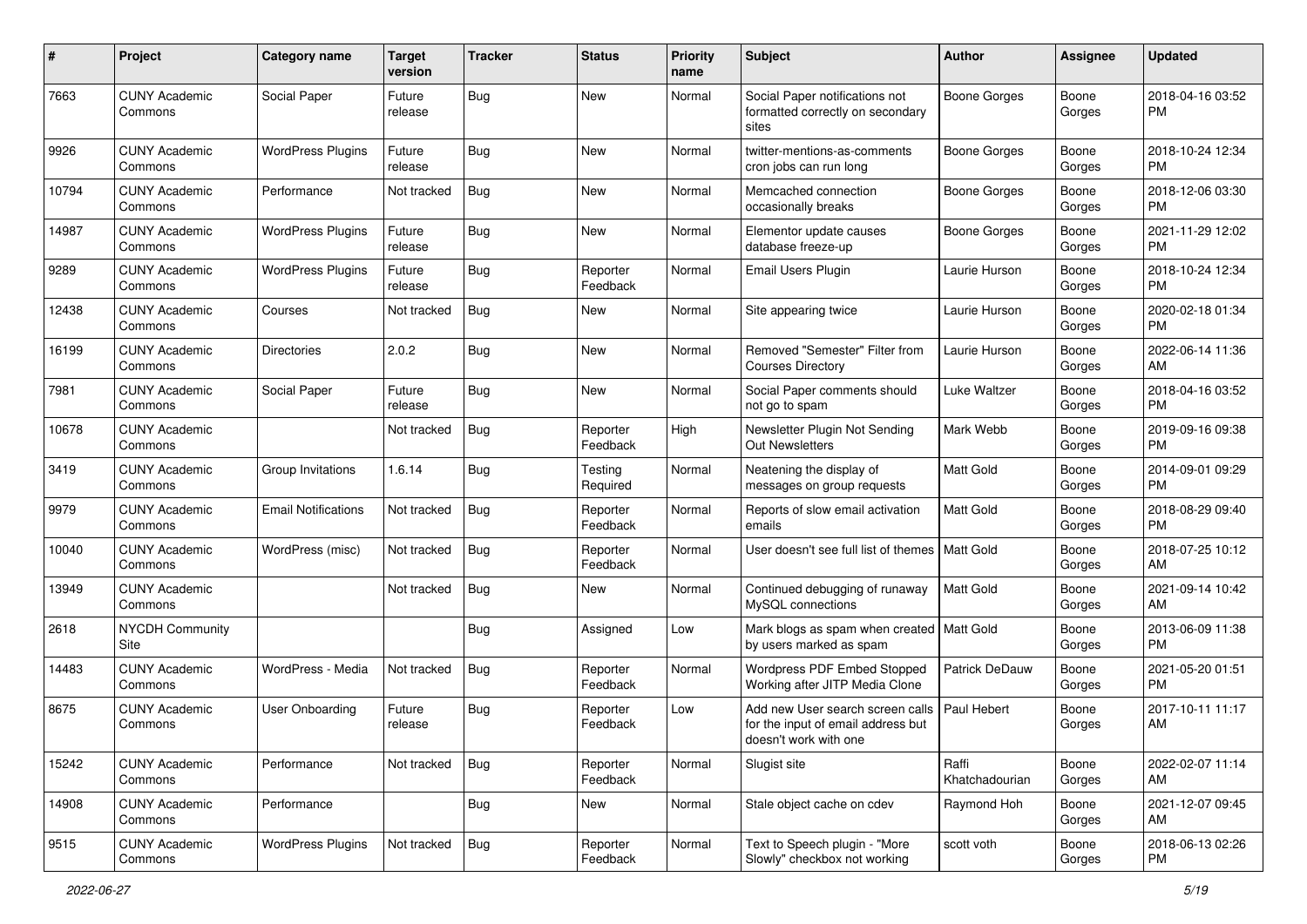| # | Project | Category name | Target version | Tracker | Status | Priority name | Subject | Author | Assignee | Updated |
|---|---|---|---|---|---|---|---|---|---|---|
| 7663 | CUNY Academic Commons | Social Paper | Future release | Bug | New | Normal | Social Paper notifications not formatted correctly on secondary sites | Boone Gorges | Boone Gorges | 2018-04-16 03:52 PM |
| 9926 | CUNY Academic Commons | WordPress Plugins | Future release | Bug | New | Normal | twitter-mentions-as-comments cron jobs can run long | Boone Gorges | Boone Gorges | 2018-10-24 12:34 PM |
| 10794 | CUNY Academic Commons | Performance | Not tracked | Bug | New | Normal | Memcached connection occasionally breaks | Boone Gorges | Boone Gorges | 2018-12-06 03:30 PM |
| 14987 | CUNY Academic Commons | WordPress Plugins | Future release | Bug | New | Normal | Elementor update causes database freeze-up | Boone Gorges | Boone Gorges | 2021-11-29 12:02 PM |
| 9289 | CUNY Academic Commons | WordPress Plugins | Future release | Bug | Reporter Feedback | Normal | Email Users Plugin | Laurie Hurson | Boone Gorges | 2018-10-24 12:34 PM |
| 12438 | CUNY Academic Commons | Courses | Not tracked | Bug | New | Normal | Site appearing twice | Laurie Hurson | Boone Gorges | 2020-02-18 01:34 PM |
| 16199 | CUNY Academic Commons | Directories | 2.0.2 | Bug | New | Normal | Removed "Semester" Filter from Courses Directory | Laurie Hurson | Boone Gorges | 2022-06-14 11:36 AM |
| 7981 | CUNY Academic Commons | Social Paper | Future release | Bug | New | Normal | Social Paper comments should not go to spam | Luke Waltzer | Boone Gorges | 2018-04-16 03:52 PM |
| 10678 | CUNY Academic Commons | | Not tracked | Bug | Reporter Feedback | High | Newsletter Plugin Not Sending Out Newsletters | Mark Webb | Boone Gorges | 2019-09-16 09:38 PM |
| 3419 | CUNY Academic Commons | Group Invitations | 1.6.14 | Bug | Testing Required | Normal | Neatening the display of messages on group requests | Matt Gold | Boone Gorges | 2014-09-01 09:29 PM |
| 9979 | CUNY Academic Commons | Email Notifications | Not tracked | Bug | Reporter Feedback | Normal | Reports of slow email activation emails | Matt Gold | Boone Gorges | 2018-08-29 09:40 PM |
| 10040 | CUNY Academic Commons | WordPress (misc) | Not tracked | Bug | Reporter Feedback | Normal | User doesn't see full list of themes | Matt Gold | Boone Gorges | 2018-07-25 10:12 AM |
| 13949 | CUNY Academic Commons | | Not tracked | Bug | New | Normal | Continued debugging of runaway MySQL connections | Matt Gold | Boone Gorges | 2021-09-14 10:42 AM |
| 2618 | NYCDH Community Site | | | Bug | Assigned | Low | Mark blogs as spam when created by users marked as spam | Matt Gold | Boone Gorges | 2013-06-09 11:38 PM |
| 14483 | CUNY Academic Commons | WordPress - Media | Not tracked | Bug | Reporter Feedback | Normal | Wordpress PDF Embed Stopped Working after JITP Media Clone | Patrick DeDauw | Boone Gorges | 2021-05-20 01:51 PM |
| 8675 | CUNY Academic Commons | User Onboarding | Future release | Bug | Reporter Feedback | Low | Add new User search screen calls for the input of email address but doesn't work with one | Paul Hebert | Boone Gorges | 2017-10-11 11:17 AM |
| 15242 | CUNY Academic Commons | Performance | Not tracked | Bug | Reporter Feedback | Normal | Slugist site | Raffi Khatchadourian | Boone Gorges | 2022-02-07 11:14 AM |
| 14908 | CUNY Academic Commons | Performance | | Bug | New | Normal | Stale object cache on cdev | Raymond Hoh | Boone Gorges | 2021-12-07 09:45 AM |
| 9515 | CUNY Academic Commons | WordPress Plugins | Not tracked | Bug | Reporter Feedback | Normal | Text to Speech plugin - "More Slowly" checkbox not working | scott voth | Boone Gorges | 2018-06-13 02:26 PM |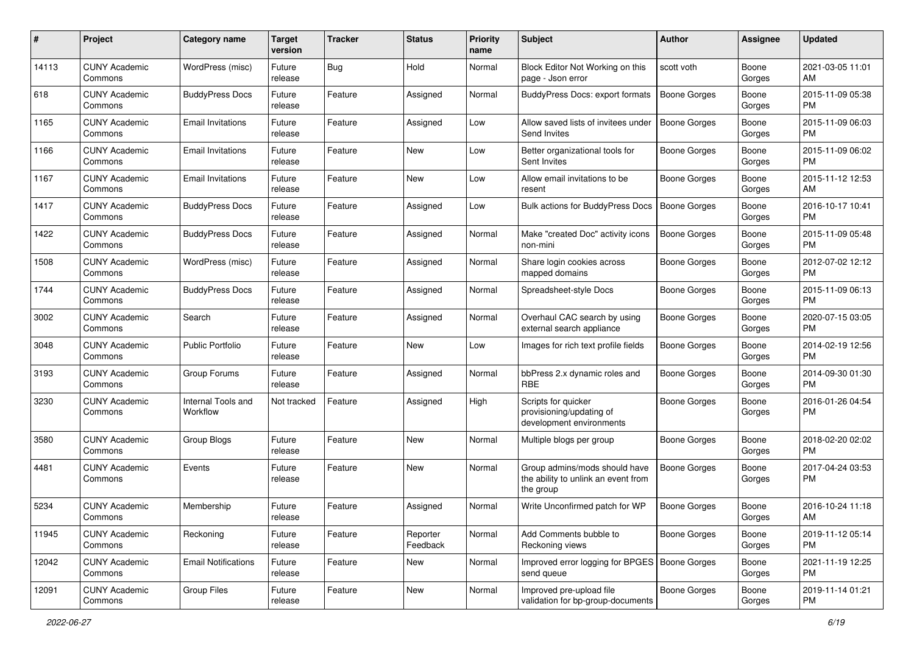| # | Project | Category name | Target version | Tracker | Status | Priority name | Subject | Author | Assignee | Updated |
|---|---|---|---|---|---|---|---|---|---|---|
| 14113 | CUNY Academic Commons | WordPress (misc) | Future release | Bug | Hold | Normal | Block Editor Not Working on this page - Json error | scott voth | Boone Gorges | 2021-03-05 11:01 AM |
| 618 | CUNY Academic Commons | BuddyPress Docs | Future release | Feature | Assigned | Normal | BuddyPress Docs: export formats | Boone Gorges | Boone Gorges | 2015-11-09 05:38 PM |
| 1165 | CUNY Academic Commons | Email Invitations | Future release | Feature | Assigned | Low | Allow saved lists of invitees under Send Invites | Boone Gorges | Boone Gorges | 2015-11-09 06:03 PM |
| 1166 | CUNY Academic Commons | Email Invitations | Future release | Feature | New | Low | Better organizational tools for Sent Invites | Boone Gorges | Boone Gorges | 2015-11-09 06:02 PM |
| 1167 | CUNY Academic Commons | Email Invitations | Future release | Feature | New | Low | Allow email invitations to be resent | Boone Gorges | Boone Gorges | 2015-11-12 12:53 AM |
| 1417 | CUNY Academic Commons | BuddyPress Docs | Future release | Feature | Assigned | Low | Bulk actions for BuddyPress Docs | Boone Gorges | Boone Gorges | 2016-10-17 10:41 PM |
| 1422 | CUNY Academic Commons | BuddyPress Docs | Future release | Feature | Assigned | Normal | Make "created Doc" activity icons non-mini | Boone Gorges | Boone Gorges | 2015-11-09 05:48 PM |
| 1508 | CUNY Academic Commons | WordPress (misc) | Future release | Feature | Assigned | Normal | Share login cookies across mapped domains | Boone Gorges | Boone Gorges | 2012-07-02 12:12 PM |
| 1744 | CUNY Academic Commons | BuddyPress Docs | Future release | Feature | Assigned | Normal | Spreadsheet-style Docs | Boone Gorges | Boone Gorges | 2015-11-09 06:13 PM |
| 3002 | CUNY Academic Commons | Search | Future release | Feature | Assigned | Normal | Overhaul CAC search by using external search appliance | Boone Gorges | Boone Gorges | 2020-07-15 03:05 PM |
| 3048 | CUNY Academic Commons | Public Portfolio | Future release | Feature | New | Low | Images for rich text profile fields | Boone Gorges | Boone Gorges | 2014-02-19 12:56 PM |
| 3193 | CUNY Academic Commons | Group Forums | Future release | Feature | Assigned | Normal | bbPress 2.x dynamic roles and RBE | Boone Gorges | Boone Gorges | 2014-09-30 01:30 PM |
| 3230 | CUNY Academic Commons | Internal Tools and Workflow | Not tracked | Feature | Assigned | High | Scripts for quicker provisioning/updating of development environments | Boone Gorges | Boone Gorges | 2016-01-26 04:54 PM |
| 3580 | CUNY Academic Commons | Group Blogs | Future release | Feature | New | Normal | Multiple blogs per group | Boone Gorges | Boone Gorges | 2018-02-20 02:02 PM |
| 4481 | CUNY Academic Commons | Events | Future release | Feature | New | Normal | Group admins/mods should have the ability to unlink an event from the group | Boone Gorges | Boone Gorges | 2017-04-24 03:53 PM |
| 5234 | CUNY Academic Commons | Membership | Future release | Feature | Assigned | Normal | Write Unconfirmed patch for WP | Boone Gorges | Boone Gorges | 2016-10-24 11:18 AM |
| 11945 | CUNY Academic Commons | Reckoning | Future release | Feature | Reporter Feedback | Normal | Add Comments bubble to Reckoning views | Boone Gorges | Boone Gorges | 2019-11-12 05:14 PM |
| 12042 | CUNY Academic Commons | Email Notifications | Future release | Feature | New | Normal | Improved error logging for BPGES send queue | Boone Gorges | Boone Gorges | 2021-11-19 12:25 PM |
| 12091 | CUNY Academic Commons | Group Files | Future release | Feature | New | Normal | Improved pre-upload file validation for bp-group-documents | Boone Gorges | Boone Gorges | 2019-11-14 01:21 PM |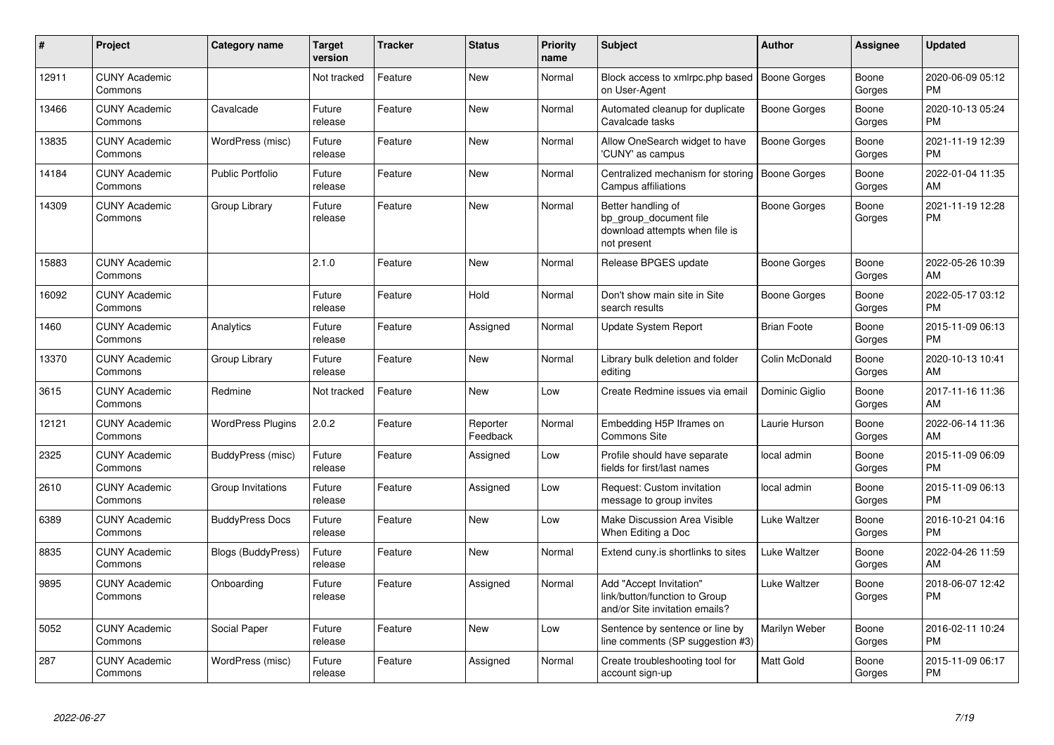| # | Project | Category name | Target version | Tracker | Status | Priority name | Subject | Author | Assignee | Updated |
|---|---|---|---|---|---|---|---|---|---|---|
| 12911 | CUNY Academic Commons | | Not tracked | Feature | New | Normal | Block access to xmlrpc.php based on User-Agent | Boone Gorges | Boone Gorges | 2020-06-09 05:12 PM |
| 13466 | CUNY Academic Commons | Cavalcade | Future release | Feature | New | Normal | Automated cleanup for duplicate Cavalcade tasks | Boone Gorges | Boone Gorges | 2020-10-13 05:24 PM |
| 13835 | CUNY Academic Commons | WordPress (misc) | Future release | Feature | New | Normal | Allow OneSearch widget to have 'CUNY' as campus | Boone Gorges | Boone Gorges | 2021-11-19 12:39 PM |
| 14184 | CUNY Academic Commons | Public Portfolio | Future release | Feature | New | Normal | Centralized mechanism for storing Campus affiliations | Boone Gorges | Boone Gorges | 2022-01-04 11:35 AM |
| 14309 | CUNY Academic Commons | Group Library | Future release | Feature | New | Normal | Better handling of bp_group_document file download attempts when file is not present | Boone Gorges | Boone Gorges | 2021-11-19 12:28 PM |
| 15883 | CUNY Academic Commons | | 2.1.0 | Feature | New | Normal | Release BPGES update | Boone Gorges | Boone Gorges | 2022-05-26 10:39 AM |
| 16092 | CUNY Academic Commons | | Future release | Feature | Hold | Normal | Don't show main site in Site search results | Boone Gorges | Boone Gorges | 2022-05-17 03:12 PM |
| 1460 | CUNY Academic Commons | Analytics | Future release | Feature | Assigned | Normal | Update System Report | Brian Foote | Boone Gorges | 2015-11-09 06:13 PM |
| 13370 | CUNY Academic Commons | Group Library | Future release | Feature | New | Normal | Library bulk deletion and folder editing | Colin McDonald | Boone Gorges | 2020-10-13 10:41 AM |
| 3615 | CUNY Academic Commons | Redmine | Not tracked | Feature | New | Low | Create Redmine issues via email | Dominic Giglio | Boone Gorges | 2017-11-16 11:36 AM |
| 12121 | CUNY Academic Commons | WordPress Plugins | 2.0.2 | Feature | Reporter Feedback | Normal | Embedding H5P Iframes on Commons Site | Laurie Hurson | Boone Gorges | 2022-06-14 11:36 AM |
| 2325 | CUNY Academic Commons | BuddyPress (misc) | Future release | Feature | Assigned | Low | Profile should have separate fields for first/last names | local admin | Boone Gorges | 2015-11-09 06:09 PM |
| 2610 | CUNY Academic Commons | Group Invitations | Future release | Feature | Assigned | Low | Request: Custom invitation message to group invites | local admin | Boone Gorges | 2015-11-09 06:13 PM |
| 6389 | CUNY Academic Commons | BuddyPress Docs | Future release | Feature | New | Low | Make Discussion Area Visible When Editing a Doc | Luke Waltzer | Boone Gorges | 2016-10-21 04:16 PM |
| 8835 | CUNY Academic Commons | Blogs (BuddyPress) | Future release | Feature | New | Normal | Extend cuny.is shortlinks to sites | Luke Waltzer | Boone Gorges | 2022-04-26 11:59 AM |
| 9895 | CUNY Academic Commons | Onboarding | Future release | Feature | Assigned | Normal | Add "Accept Invitation" link/button/function to Group and/or Site invitation emails? | Luke Waltzer | Boone Gorges | 2018-06-07 12:42 PM |
| 5052 | CUNY Academic Commons | Social Paper | Future release | Feature | New | Low | Sentence by sentence or line by line comments (SP suggestion #3) | Marilyn Weber | Boone Gorges | 2016-02-11 10:24 PM |
| 287 | CUNY Academic Commons | WordPress (misc) | Future release | Feature | Assigned | Normal | Create troubleshooting tool for account sign-up | Matt Gold | Boone Gorges | 2015-11-09 06:17 PM |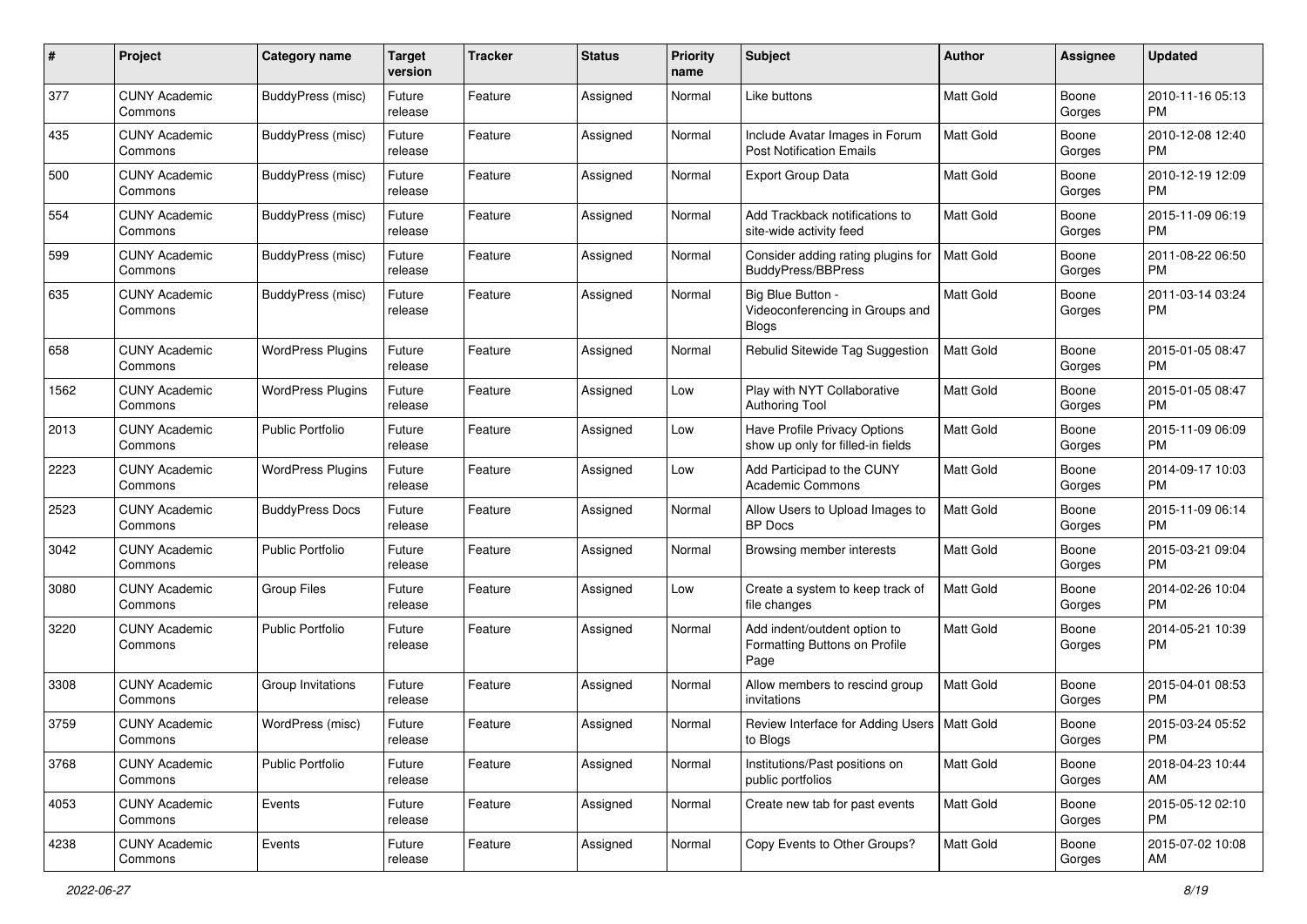| # | Project | Category name | Target version | Tracker | Status | Priority name | Subject | Author | Assignee | Updated |
|---|---|---|---|---|---|---|---|---|---|---|
| 377 | CUNY Academic Commons | BuddyPress (misc) | Future release | Feature | Assigned | Normal | Like buttons | Matt Gold | Boone Gorges | 2010-11-16 05:13 PM |
| 435 | CUNY Academic Commons | BuddyPress (misc) | Future release | Feature | Assigned | Normal | Include Avatar Images in Forum Post Notification Emails | Matt Gold | Boone Gorges | 2010-12-08 12:40 PM |
| 500 | CUNY Academic Commons | BuddyPress (misc) | Future release | Feature | Assigned | Normal | Export Group Data | Matt Gold | Boone Gorges | 2010-12-19 12:09 PM |
| 554 | CUNY Academic Commons | BuddyPress (misc) | Future release | Feature | Assigned | Normal | Add Trackback notifications to site-wide activity feed | Matt Gold | Boone Gorges | 2015-11-09 06:19 PM |
| 599 | CUNY Academic Commons | BuddyPress (misc) | Future release | Feature | Assigned | Normal | Consider adding rating plugins for BuddyPress/BBPress | Matt Gold | Boone Gorges | 2011-08-22 06:50 PM |
| 635 | CUNY Academic Commons | BuddyPress (misc) | Future release | Feature | Assigned | Normal | Big Blue Button - Videoconferencing in Groups and Blogs | Matt Gold | Boone Gorges | 2011-03-14 03:24 PM |
| 658 | CUNY Academic Commons | WordPress Plugins | Future release | Feature | Assigned | Normal | Rebulid Sitewide Tag Suggestion | Matt Gold | Boone Gorges | 2015-01-05 08:47 PM |
| 1562 | CUNY Academic Commons | WordPress Plugins | Future release | Feature | Assigned | Low | Play with NYT Collaborative Authoring Tool | Matt Gold | Boone Gorges | 2015-01-05 08:47 PM |
| 2013 | CUNY Academic Commons | Public Portfolio | Future release | Feature | Assigned | Low | Have Profile Privacy Options show up only for filled-in fields | Matt Gold | Boone Gorges | 2015-11-09 06:09 PM |
| 2223 | CUNY Academic Commons | WordPress Plugins | Future release | Feature | Assigned | Low | Add Participad to the CUNY Academic Commons | Matt Gold | Boone Gorges | 2014-09-17 10:03 PM |
| 2523 | CUNY Academic Commons | BuddyPress Docs | Future release | Feature | Assigned | Normal | Allow Users to Upload Images to BP Docs | Matt Gold | Boone Gorges | 2015-11-09 06:14 PM |
| 3042 | CUNY Academic Commons | Public Portfolio | Future release | Feature | Assigned | Normal | Browsing member interests | Matt Gold | Boone Gorges | 2015-03-21 09:04 PM |
| 3080 | CUNY Academic Commons | Group Files | Future release | Feature | Assigned | Low | Create a system to keep track of file changes | Matt Gold | Boone Gorges | 2014-02-26 10:04 PM |
| 3220 | CUNY Academic Commons | Public Portfolio | Future release | Feature | Assigned | Normal | Add indent/outdent option to Formatting Buttons on Profile Page | Matt Gold | Boone Gorges | 2014-05-21 10:39 PM |
| 3308 | CUNY Academic Commons | Group Invitations | Future release | Feature | Assigned | Normal | Allow members to rescind group invitations | Matt Gold | Boone Gorges | 2015-04-01 08:53 PM |
| 3759 | CUNY Academic Commons | WordPress (misc) | Future release | Feature | Assigned | Normal | Review Interface for Adding Users to Blogs | Matt Gold | Boone Gorges | 2015-03-24 05:52 PM |
| 3768 | CUNY Academic Commons | Public Portfolio | Future release | Feature | Assigned | Normal | Institutions/Past positions on public portfolios | Matt Gold | Boone Gorges | 2018-04-23 10:44 AM |
| 4053 | CUNY Academic Commons | Events | Future release | Feature | Assigned | Normal | Create new tab for past events | Matt Gold | Boone Gorges | 2015-05-12 02:10 PM |
| 4238 | CUNY Academic Commons | Events | Future release | Feature | Assigned | Normal | Copy Events to Other Groups? | Matt Gold | Boone Gorges | 2015-07-02 10:08 AM |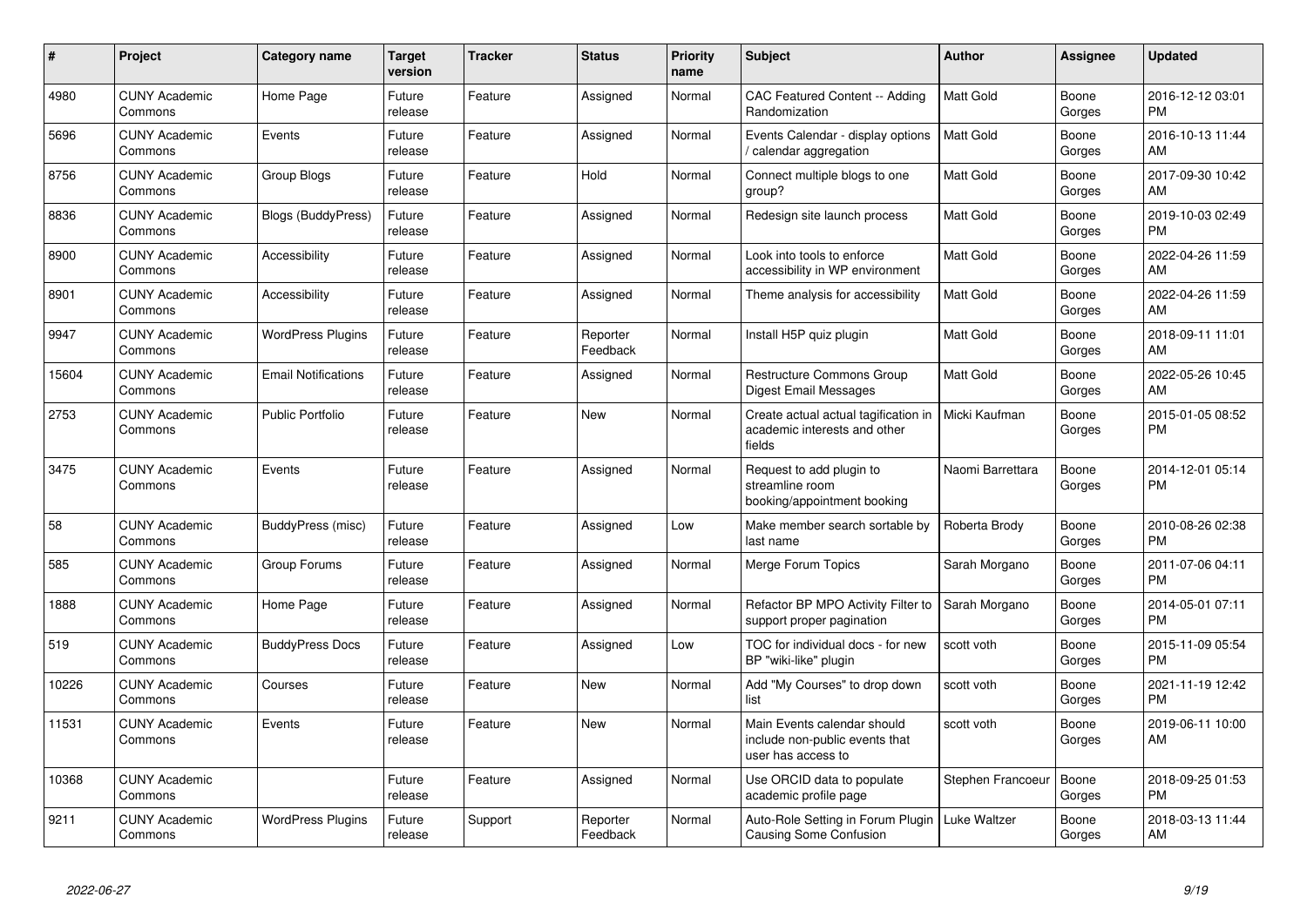| # | Project | Category name | Target version | Tracker | Status | Priority name | Subject | Author | Assignee | Updated |
|---|---|---|---|---|---|---|---|---|---|---|
| 4980 | CUNY Academic Commons | Home Page | Future release | Feature | Assigned | Normal | CAC Featured Content -- Adding Randomization | Matt Gold | Boone Gorges | 2016-12-12 03:01 PM |
| 5696 | CUNY Academic Commons | Events | Future release | Feature | Assigned | Normal | Events Calendar - display options / calendar aggregation | Matt Gold | Boone Gorges | 2016-10-13 11:44 AM |
| 8756 | CUNY Academic Commons | Group Blogs | Future release | Feature | Hold | Normal | Connect multiple blogs to one group? | Matt Gold | Boone Gorges | 2017-09-30 10:42 AM |
| 8836 | CUNY Academic Commons | Blogs (BuddyPress) | Future release | Feature | Assigned | Normal | Redesign site launch process | Matt Gold | Boone Gorges | 2019-10-03 02:49 PM |
| 8900 | CUNY Academic Commons | Accessibility | Future release | Feature | Assigned | Normal | Look into tools to enforce accessibility in WP environment | Matt Gold | Boone Gorges | 2022-04-26 11:59 AM |
| 8901 | CUNY Academic Commons | Accessibility | Future release | Feature | Assigned | Normal | Theme analysis for accessibility | Matt Gold | Boone Gorges | 2022-04-26 11:59 AM |
| 9947 | CUNY Academic Commons | WordPress Plugins | Future release | Feature | Reporter Feedback | Normal | Install H5P quiz plugin | Matt Gold | Boone Gorges | 2018-09-11 11:01 AM |
| 15604 | CUNY Academic Commons | Email Notifications | Future release | Feature | Assigned | Normal | Restructure Commons Group Digest Email Messages | Matt Gold | Boone Gorges | 2022-05-26 10:45 AM |
| 2753 | CUNY Academic Commons | Public Portfolio | Future release | Feature | New | Normal | Create actual actual tagification in academic interests and other fields | Micki Kaufman | Boone Gorges | 2015-01-05 08:52 PM |
| 3475 | CUNY Academic Commons | Events | Future release | Feature | Assigned | Normal | Request to add plugin to streamline room booking/appointment booking | Naomi Barrettara | Boone Gorges | 2014-12-01 05:14 PM |
| 58 | CUNY Academic Commons | BuddyPress (misc) | Future release | Feature | Assigned | Low | Make member search sortable by last name | Roberta Brody | Boone Gorges | 2010-08-26 02:38 PM |
| 585 | CUNY Academic Commons | Group Forums | Future release | Feature | Assigned | Normal | Merge Forum Topics | Sarah Morgano | Boone Gorges | 2011-07-06 04:11 PM |
| 1888 | CUNY Academic Commons | Home Page | Future release | Feature | Assigned | Normal | Refactor BP MPO Activity Filter to support proper pagination | Sarah Morgano | Boone Gorges | 2014-05-01 07:11 PM |
| 519 | CUNY Academic Commons | BuddyPress Docs | Future release | Feature | Assigned | Low | TOC for individual docs - for new BP "wiki-like" plugin | scott voth | Boone Gorges | 2015-11-09 05:54 PM |
| 10226 | CUNY Academic Commons | Courses | Future release | Feature | New | Normal | Add "My Courses" to drop down list | scott voth | Boone Gorges | 2021-11-19 12:42 PM |
| 11531 | CUNY Academic Commons | Events | Future release | Feature | New | Normal | Main Events calendar should include non-public events that user has access to | scott voth | Boone Gorges | 2019-06-11 10:00 AM |
| 10368 | CUNY Academic Commons | | Future release | Feature | Assigned | Normal | Use ORCID data to populate academic profile page | Stephen Francoeur | Boone Gorges | 2018-09-25 01:53 PM |
| 9211 | CUNY Academic Commons | WordPress Plugins | Future release | Support | Reporter Feedback | Normal | Auto-Role Setting in Forum Plugin Causing Some Confusion | Luke Waltzer | Boone Gorges | 2018-03-13 11:44 AM |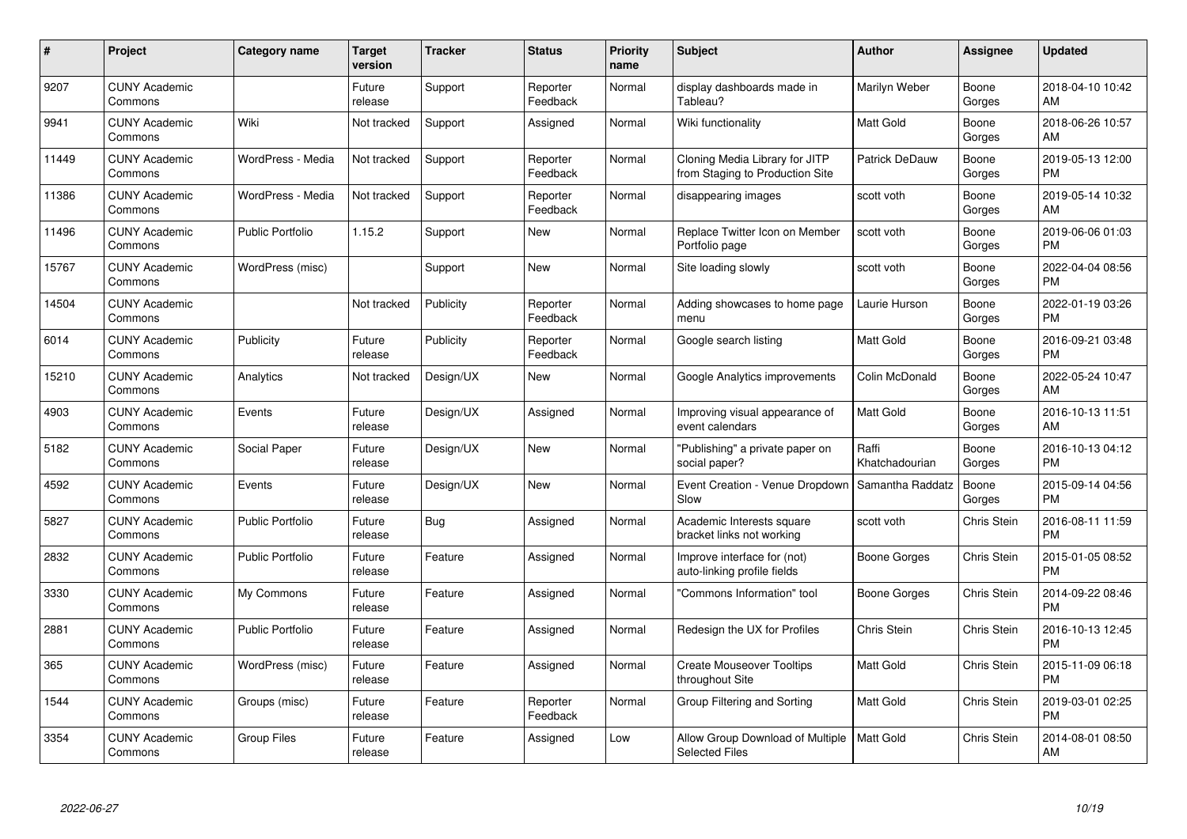| # | Project | Category name | Target version | Tracker | Status | Priority name | Subject | Author | Assignee | Updated |
|---|---|---|---|---|---|---|---|---|---|---|
| 9207 | CUNY Academic Commons | | Future release | Support | Reporter Feedback | Normal | display dashboards made in Tableau? | Marilyn Weber | Boone Gorges | 2018-04-10 10:42 AM |
| 9941 | CUNY Academic Commons | Wiki | Not tracked | Support | Assigned | Normal | Wiki functionality | Matt Gold | Boone Gorges | 2018-06-26 10:57 AM |
| 11449 | CUNY Academic Commons | WordPress - Media | Not tracked | Support | Reporter Feedback | Normal | Cloning Media Library for JITP from Staging to Production Site | Patrick DeDauw | Boone Gorges | 2019-05-13 12:00 PM |
| 11386 | CUNY Academic Commons | WordPress - Media | Not tracked | Support | Reporter Feedback | Normal | disappearing images | scott voth | Boone Gorges | 2019-05-14 10:32 AM |
| 11496 | CUNY Academic Commons | Public Portfolio | 1.15.2 | Support | New | Normal | Replace Twitter Icon on Member Portfolio page | scott voth | Boone Gorges | 2019-06-06 01:03 PM |
| 15767 | CUNY Academic Commons | WordPress (misc) | | Support | New | Normal | Site loading slowly | scott voth | Boone Gorges | 2022-04-04 08:56 PM |
| 14504 | CUNY Academic Commons | | Not tracked | Publicity | Reporter Feedback | Normal | Adding showcases to home page menu | Laurie Hurson | Boone Gorges | 2022-01-19 03:26 PM |
| 6014 | CUNY Academic Commons | Publicity | Future release | Publicity | Reporter Feedback | Normal | Google search listing | Matt Gold | Boone Gorges | 2016-09-21 03:48 PM |
| 15210 | CUNY Academic Commons | Analytics | Not tracked | Design/UX | New | Normal | Google Analytics improvements | Colin McDonald | Boone Gorges | 2022-05-24 10:47 AM |
| 4903 | CUNY Academic Commons | Events | Future release | Design/UX | Assigned | Normal | Improving visual appearance of event calendars | Matt Gold | Boone Gorges | 2016-10-13 11:51 AM |
| 5182 | CUNY Academic Commons | Social Paper | Future release | Design/UX | New | Normal | "Publishing" a private paper on social paper? | Raffi Khatchadourian | Boone Gorges | 2016-10-13 04:12 PM |
| 4592 | CUNY Academic Commons | Events | Future release | Design/UX | New | Normal | Event Creation - Venue Dropdown Slow | Samantha Raddatz | Boone Gorges | 2015-09-14 04:56 PM |
| 5827 | CUNY Academic Commons | Public Portfolio | Future release | Bug | Assigned | Normal | Academic Interests square bracket links not working | scott voth | Chris Stein | 2016-08-11 11:59 PM |
| 2832 | CUNY Academic Commons | Public Portfolio | Future release | Feature | Assigned | Normal | Improve interface for (not) auto-linking profile fields | Boone Gorges | Chris Stein | 2015-01-05 08:52 PM |
| 3330 | CUNY Academic Commons | My Commons | Future release | Feature | Assigned | Normal | "Commons Information" tool | Boone Gorges | Chris Stein | 2014-09-22 08:46 PM |
| 2881 | CUNY Academic Commons | Public Portfolio | Future release | Feature | Assigned | Normal | Redesign the UX for Profiles | Chris Stein | Chris Stein | 2016-10-13 12:45 PM |
| 365 | CUNY Academic Commons | WordPress (misc) | Future release | Feature | Assigned | Normal | Create Mouseover Tooltips throughout Site | Matt Gold | Chris Stein | 2015-11-09 06:18 PM |
| 1544 | CUNY Academic Commons | Groups (misc) | Future release | Feature | Reporter Feedback | Normal | Group Filtering and Sorting | Matt Gold | Chris Stein | 2019-03-01 02:25 PM |
| 3354 | CUNY Academic Commons | Group Files | Future release | Feature | Assigned | Low | Allow Group Download of Multiple Selected Files | Matt Gold | Chris Stein | 2014-08-01 08:50 AM |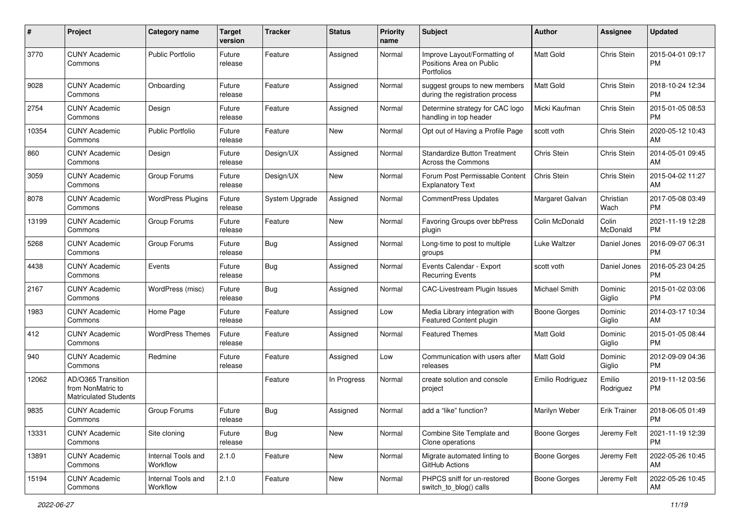| # | Project | Category name | Target version | Tracker | Status | Priority name | Subject | Author | Assignee | Updated |
|---|---|---|---|---|---|---|---|---|---|---|
| 3770 | CUNY Academic Commons | Public Portfolio | Future release | Feature | Assigned | Normal | Improve Layout/Formatting of Positions Area on Public Portfolios | Matt Gold | Chris Stein | 2015-04-01 09:17 PM |
| 9028 | CUNY Academic Commons | Onboarding | Future release | Feature | Assigned | Normal | suggest groups to new members during the registration process | Matt Gold | Chris Stein | 2018-10-24 12:34 PM |
| 2754 | CUNY Academic Commons | Design | Future release | Feature | Assigned | Normal | Determine strategy for CAC logo handling in top header | Micki Kaufman | Chris Stein | 2015-01-05 08:53 PM |
| 10354 | CUNY Academic Commons | Public Portfolio | Future release | Feature | New | Normal | Opt out of Having a Profile Page | scott voth | Chris Stein | 2020-05-12 10:43 AM |
| 860 | CUNY Academic Commons | Design | Future release | Design/UX | Assigned | Normal | Standardize Button Treatment Across the Commons | Chris Stein | Chris Stein | 2014-05-01 09:45 AM |
| 3059 | CUNY Academic Commons | Group Forums | Future release | Design/UX | New | Normal | Forum Post Permissable Content Explanatory Text | Chris Stein | Chris Stein | 2015-04-02 11:27 AM |
| 8078 | CUNY Academic Commons | WordPress Plugins | Future release | System Upgrade | Assigned | Normal | CommentPress Updates | Margaret Galvan | Christian Wach | 2017-05-08 03:49 PM |
| 13199 | CUNY Academic Commons | Group Forums | Future release | Feature | New | Normal | Favoring Groups over bbPress plugin | Colin McDonald | Colin McDonald | 2021-11-19 12:28 PM |
| 5268 | CUNY Academic Commons | Group Forums | Future release | Bug | Assigned | Normal | Long-time to post to multiple groups | Luke Waltzer | Daniel Jones | 2016-09-07 06:31 PM |
| 4438 | CUNY Academic Commons | Events | Future release | Bug | Assigned | Normal | Events Calendar - Export Recurring Events | scott voth | Daniel Jones | 2016-05-23 04:25 PM |
| 2167 | CUNY Academic Commons | WordPress (misc) | Future release | Bug | Assigned | Normal | CAC-Livestream Plugin Issues | Michael Smith | Dominic Giglio | 2015-01-02 03:06 PM |
| 1983 | CUNY Academic Commons | Home Page | Future release | Feature | Assigned | Low | Media Library integration with Featured Content plugin | Boone Gorges | Dominic Giglio | 2014-03-17 10:34 AM |
| 412 | CUNY Academic Commons | WordPress Themes | Future release | Feature | Assigned | Normal | Featured Themes | Matt Gold | Dominic Giglio | 2015-01-05 08:44 PM |
| 940 | CUNY Academic Commons | Redmine | Future release | Feature | Assigned | Low | Communication with users after releases | Matt Gold | Dominic Giglio | 2012-09-09 04:36 PM |
| 12062 | AD/O365 Transition from NonMatric to Matriculated Students | | | Feature | In Progress | Normal | create solution and console project | Emilio Rodriguez | Emilio Rodriguez | 2019-11-12 03:56 PM |
| 9835 | CUNY Academic Commons | Group Forums | Future release | Bug | Assigned | Normal | add a “like” function? | Marilyn Weber | Erik Trainer | 2018-06-05 01:49 PM |
| 13331 | CUNY Academic Commons | Site cloning | Future release | Bug | New | Normal | Combine Site Template and Clone operations | Boone Gorges | Jeremy Felt | 2021-11-19 12:39 PM |
| 13891 | CUNY Academic Commons | Internal Tools and Workflow | 2.1.0 | Feature | New | Normal | Migrate automated linting to GitHub Actions | Boone Gorges | Jeremy Felt | 2022-05-26 10:45 AM |
| 15194 | CUNY Academic Commons | Internal Tools and Workflow | 2.1.0 | Feature | New | Normal | PHPCS sniff for un-restored switch_to_blog() calls | Boone Gorges | Jeremy Felt | 2022-05-26 10:45 AM |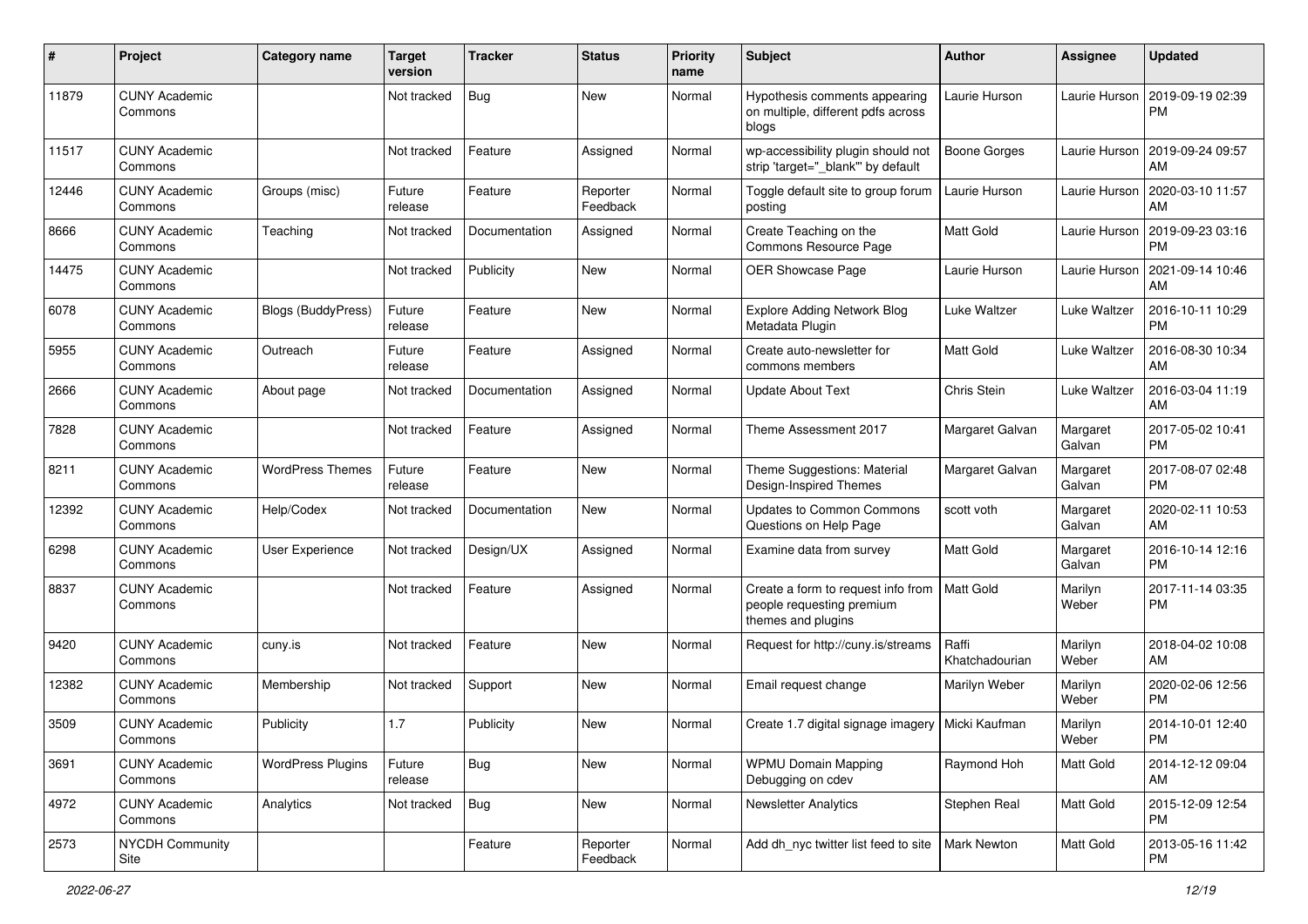| # | Project | Category name | Target version | Tracker | Status | Priority name | Subject | Author | Assignee | Updated |
|---|---|---|---|---|---|---|---|---|---|---|
| 11879 | CUNY Academic Commons | | Not tracked | Bug | New | Normal | Hypothesis comments appearing on multiple, different pdfs across blogs | Laurie Hurson | Laurie Hurson | 2019-09-19 02:39 PM |
| 11517 | CUNY Academic Commons | | Not tracked | Feature | Assigned | Normal | wp-accessibility plugin should not strip 'target="_blank"' by default | Boone Gorges | Laurie Hurson | 2019-09-24 09:57 AM |
| 12446 | CUNY Academic Commons | Groups (misc) | Future release | Feature | Reporter Feedback | Normal | Toggle default site to group forum posting | Laurie Hurson | Laurie Hurson | 2020-03-10 11:57 AM |
| 8666 | CUNY Academic Commons | Teaching | Not tracked | Documentation | Assigned | Normal | Create Teaching on the Commons Resource Page | Matt Gold | Laurie Hurson | 2019-09-23 03:16 PM |
| 14475 | CUNY Academic Commons | | Not tracked | Publicity | New | Normal | OER Showcase Page | Laurie Hurson | Laurie Hurson | 2021-09-14 10:46 AM |
| 6078 | CUNY Academic Commons | Blogs (BuddyPress) | Future release | Feature | New | Normal | Explore Adding Network Blog Metadata Plugin | Luke Waltzer | Luke Waltzer | 2016-10-11 10:29 PM |
| 5955 | CUNY Academic Commons | Outreach | Future release | Feature | Assigned | Normal | Create auto-newsletter for commons members | Matt Gold | Luke Waltzer | 2016-08-30 10:34 AM |
| 2666 | CUNY Academic Commons | About page | Not tracked | Documentation | Assigned | Normal | Update About Text | Chris Stein | Luke Waltzer | 2016-03-04 11:19 AM |
| 7828 | CUNY Academic Commons | | Not tracked | Feature | Assigned | Normal | Theme Assessment 2017 | Margaret Galvan | Margaret Galvan | 2017-05-02 10:41 PM |
| 8211 | CUNY Academic Commons | WordPress Themes | Future release | Feature | New | Normal | Theme Suggestions: Material Design-Inspired Themes | Margaret Galvan | Margaret Galvan | 2017-08-07 02:48 PM |
| 12392 | CUNY Academic Commons | Help/Codex | Not tracked | Documentation | New | Normal | Updates to Common Commons Questions on Help Page | scott voth | Margaret Galvan | 2020-02-11 10:53 AM |
| 6298 | CUNY Academic Commons | User Experience | Not tracked | Design/UX | Assigned | Normal | Examine data from survey | Matt Gold | Margaret Galvan | 2016-10-14 12:16 PM |
| 8837 | CUNY Academic Commons | | Not tracked | Feature | Assigned | Normal | Create a form to request info from people requesting premium themes and plugins | Matt Gold | Marilyn Weber | 2017-11-14 03:35 PM |
| 9420 | CUNY Academic Commons | cuny.is | Not tracked | Feature | New | Normal | Request for http://cuny.is/streams | Raffi Khatchadourian | Marilyn Weber | 2018-04-02 10:08 AM |
| 12382 | CUNY Academic Commons | Membership | Not tracked | Support | New | Normal | Email request change | Marilyn Weber | Marilyn Weber | 2020-02-06 12:56 PM |
| 3509 | CUNY Academic Commons | Publicity | 1.7 | Publicity | New | Normal | Create 1.7 digital signage imagery | Micki Kaufman | Marilyn Weber | 2014-10-01 12:40 PM |
| 3691 | CUNY Academic Commons | WordPress Plugins | Future release | Bug | New | Normal | WPMU Domain Mapping Debugging on cdev | Raymond Hoh | Matt Gold | 2014-12-12 09:04 AM |
| 4972 | CUNY Academic Commons | Analytics | Not tracked | Bug | New | Normal | Newsletter Analytics | Stephen Real | Matt Gold | 2015-12-09 12:54 PM |
| 2573 | NYCDH Community Site | | | Feature | Reporter Feedback | Normal | Add dh_nyc twitter list feed to site | Mark Newton | Matt Gold | 2013-05-16 11:42 PM |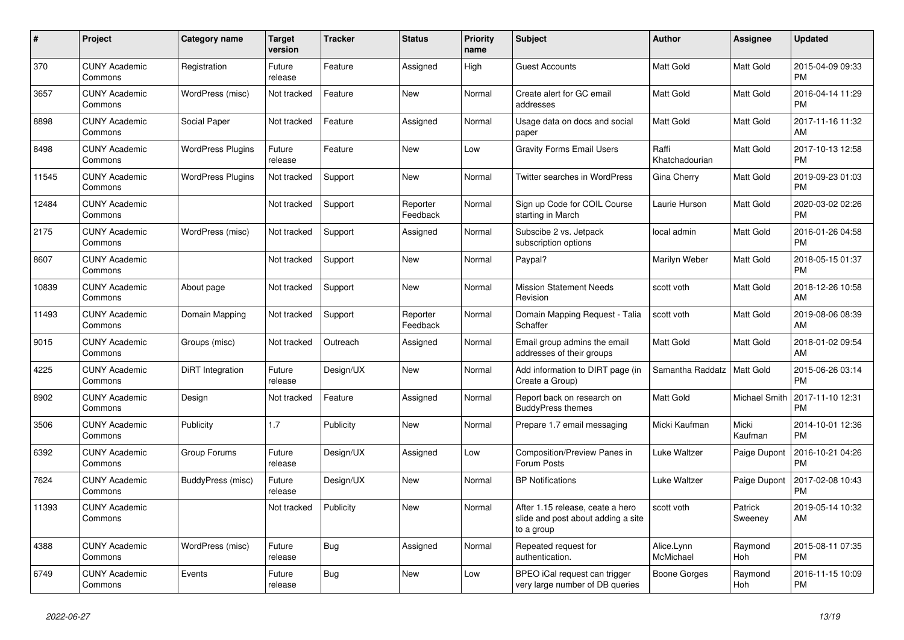| # | Project | Category name | Target version | Tracker | Status | Priority name | Subject | Author | Assignee | Updated |
|---|---|---|---|---|---|---|---|---|---|---|
| 370 | CUNY Academic Commons | Registration | Future release | Feature | Assigned | High | Guest Accounts | Matt Gold | Matt Gold | 2015-04-09 09:33 PM |
| 3657 | CUNY Academic Commons | WordPress (misc) | Not tracked | Feature | New | Normal | Create alert for GC email addresses | Matt Gold | Matt Gold | 2016-04-14 11:29 PM |
| 8898 | CUNY Academic Commons | Social Paper | Not tracked | Feature | Assigned | Normal | Usage data on docs and social paper | Matt Gold | Matt Gold | 2017-11-16 11:32 AM |
| 8498 | CUNY Academic Commons | WordPress Plugins | Future release | Feature | New | Low | Gravity Forms Email Users | Raffi Khatchadourian | Matt Gold | 2017-10-13 12:58 PM |
| 11545 | CUNY Academic Commons | WordPress Plugins | Not tracked | Support | New | Normal | Twitter searches in WordPress | Gina Cherry | Matt Gold | 2019-09-23 01:03 PM |
| 12484 | CUNY Academic Commons | | Not tracked | Support | Reporter Feedback | Normal | Sign up Code for COIL Course starting in March | Laurie Hurson | Matt Gold | 2020-03-02 02:26 PM |
| 2175 | CUNY Academic Commons | WordPress (misc) | Not tracked | Support | Assigned | Normal | Subscibe 2 vs. Jetpack subscription options | local admin | Matt Gold | 2016-01-26 04:58 PM |
| 8607 | CUNY Academic Commons | | Not tracked | Support | New | Normal | Paypal? | Marilyn Weber | Matt Gold | 2018-05-15 01:37 PM |
| 10839 | CUNY Academic Commons | About page | Not tracked | Support | New | Normal | Mission Statement Needs Revision | scott voth | Matt Gold | 2018-12-26 10:58 AM |
| 11493 | CUNY Academic Commons | Domain Mapping | Not tracked | Support | Reporter Feedback | Normal | Domain Mapping Request - Talia Schaffer | scott voth | Matt Gold | 2019-08-06 08:39 AM |
| 9015 | CUNY Academic Commons | Groups (misc) | Not tracked | Outreach | Assigned | Normal | Email group admins the email addresses of their groups | Matt Gold | Matt Gold | 2018-01-02 09:54 AM |
| 4225 | CUNY Academic Commons | DiRT Integration | Future release | Design/UX | New | Normal | Add information to DIRT page (in Create a Group) | Samantha Raddatz | Matt Gold | 2015-06-26 03:14 PM |
| 8902 | CUNY Academic Commons | Design | Not tracked | Feature | Assigned | Normal | Report back on research on BuddyPress themes | Matt Gold | Michael Smith | 2017-11-10 12:31 PM |
| 3506 | CUNY Academic Commons | Publicity | 1.7 | Publicity | New | Normal | Prepare 1.7 email messaging | Micki Kaufman | Micki Kaufman | 2014-10-01 12:36 PM |
| 6392 | CUNY Academic Commons | Group Forums | Future release | Design/UX | Assigned | Low | Composition/Preview Panes in Forum Posts | Luke Waltzer | Paige Dupont | 2016-10-21 04:26 PM |
| 7624 | CUNY Academic Commons | BuddyPress (misc) | Future release | Design/UX | New | Normal | BP Notifications | Luke Waltzer | Paige Dupont | 2017-02-08 10:43 PM |
| 11393 | CUNY Academic Commons | | Not tracked | Publicity | New | Normal | After 1.15 release, ceate a hero slide and post about adding a site to a group | scott voth | Patrick Sweeney | 2019-05-14 10:32 AM |
| 4388 | CUNY Academic Commons | WordPress (misc) | Future release | Bug | Assigned | Normal | Repeated request for authentication. | Alice.Lynn McMichael | Raymond Hoh | 2015-08-11 07:35 PM |
| 6749 | CUNY Academic Commons | Events | Future release | Bug | New | Low | BPEO iCal request can trigger very large number of DB queries | Boone Gorges | Raymond Hoh | 2016-11-15 10:09 PM |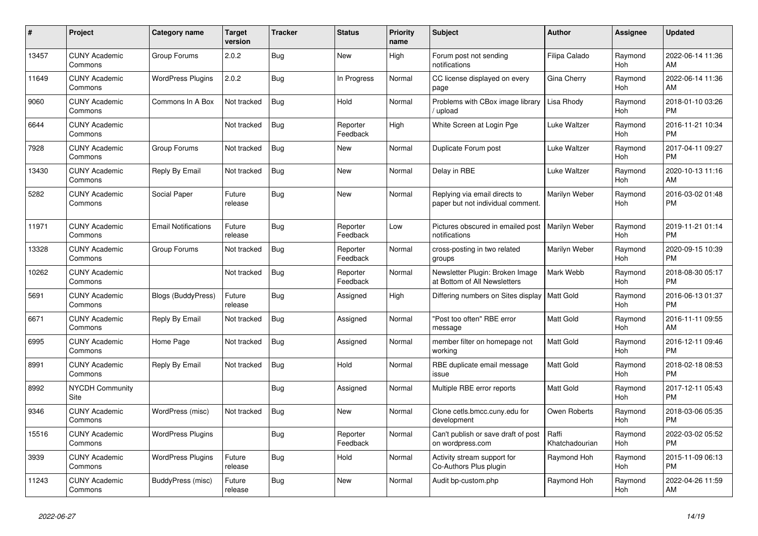| # | Project | Category name | Target version | Tracker | Status | Priority name | Subject | Author | Assignee | Updated |
|---|---|---|---|---|---|---|---|---|---|---|
| 13457 | CUNY Academic Commons | Group Forums | 2.0.2 | Bug | New | High | Forum post not sending notifications | Filipa Calado | Raymond Hoh | 2022-06-14 11:36 AM |
| 11649 | CUNY Academic Commons | WordPress Plugins | 2.0.2 | Bug | In Progress | Normal | CC license displayed on every page | Gina Cherry | Raymond Hoh | 2022-06-14 11:36 AM |
| 9060 | CUNY Academic Commons | Commons In A Box | Not tracked | Bug | Hold | Normal | Problems with CBox image library / upload | Lisa Rhody | Raymond Hoh | 2018-01-10 03:26 PM |
| 6644 | CUNY Academic Commons | | Not tracked | Bug | Reporter Feedback | High | White Screen at Login Pge | Luke Waltzer | Raymond Hoh | 2016-11-21 10:34 PM |
| 7928 | CUNY Academic Commons | Group Forums | Not tracked | Bug | New | Normal | Duplicate Forum post | Luke Waltzer | Raymond Hoh | 2017-04-11 09:27 PM |
| 13430 | CUNY Academic Commons | Reply By Email | Not tracked | Bug | New | Normal | Delay in RBE | Luke Waltzer | Raymond Hoh | 2020-10-13 11:16 AM |
| 5282 | CUNY Academic Commons | Social Paper | Future release | Bug | New | Normal | Replying via email directs to paper but not individual comment. | Marilyn Weber | Raymond Hoh | 2016-03-02 01:48 PM |
| 11971 | CUNY Academic Commons | Email Notifications | Future release | Bug | Reporter Feedback | Low | Pictures obscured in emailed post notifications | Marilyn Weber | Raymond Hoh | 2019-11-21 01:14 PM |
| 13328 | CUNY Academic Commons | Group Forums | Not tracked | Bug | Reporter Feedback | Normal | cross-posting in two related groups | Marilyn Weber | Raymond Hoh | 2020-09-15 10:39 PM |
| 10262 | CUNY Academic Commons | | Not tracked | Bug | Reporter Feedback | Normal | Newsletter Plugin: Broken Image at Bottom of All Newsletters | Mark Webb | Raymond Hoh | 2018-08-30 05:17 PM |
| 5691 | CUNY Academic Commons | Blogs (BuddyPress) | Future release | Bug | Assigned | High | Differing numbers on Sites display | Matt Gold | Raymond Hoh | 2016-06-13 01:37 PM |
| 6671 | CUNY Academic Commons | Reply By Email | Not tracked | Bug | Assigned | Normal | "Post too often" RBE error message | Matt Gold | Raymond Hoh | 2016-11-11 09:55 AM |
| 6995 | CUNY Academic Commons | Home Page | Not tracked | Bug | Assigned | Normal | member filter on homepage not working | Matt Gold | Raymond Hoh | 2016-12-11 09:46 PM |
| 8991 | CUNY Academic Commons | Reply By Email | Not tracked | Bug | Hold | Normal | RBE duplicate email message issue | Matt Gold | Raymond Hoh | 2018-02-18 08:53 PM |
| 8992 | NYCDH Community Site | | | Bug | Assigned | Normal | Multiple RBE error reports | Matt Gold | Raymond Hoh | 2017-12-11 05:43 PM |
| 9346 | CUNY Academic Commons | WordPress (misc) | Not tracked | Bug | New | Normal | Clone cetls.bmcc.cuny.edu for development | Owen Roberts | Raymond Hoh | 2018-03-06 05:35 PM |
| 15516 | CUNY Academic Commons | WordPress Plugins | | Bug | Reporter Feedback | Normal | Can't publish or save draft of post on wordpress.com | Raffi Khatchadourian | Raymond Hoh | 2022-03-02 05:52 PM |
| 3939 | CUNY Academic Commons | WordPress Plugins | Future release | Bug | Hold | Normal | Activity stream support for Co-Authors Plus plugin | Raymond Hoh | Raymond Hoh | 2015-11-09 06:13 PM |
| 11243 | CUNY Academic Commons | BuddyPress (misc) | Future release | Bug | New | Normal | Audit bp-custom.php | Raymond Hoh | Raymond Hoh | 2022-04-26 11:59 AM |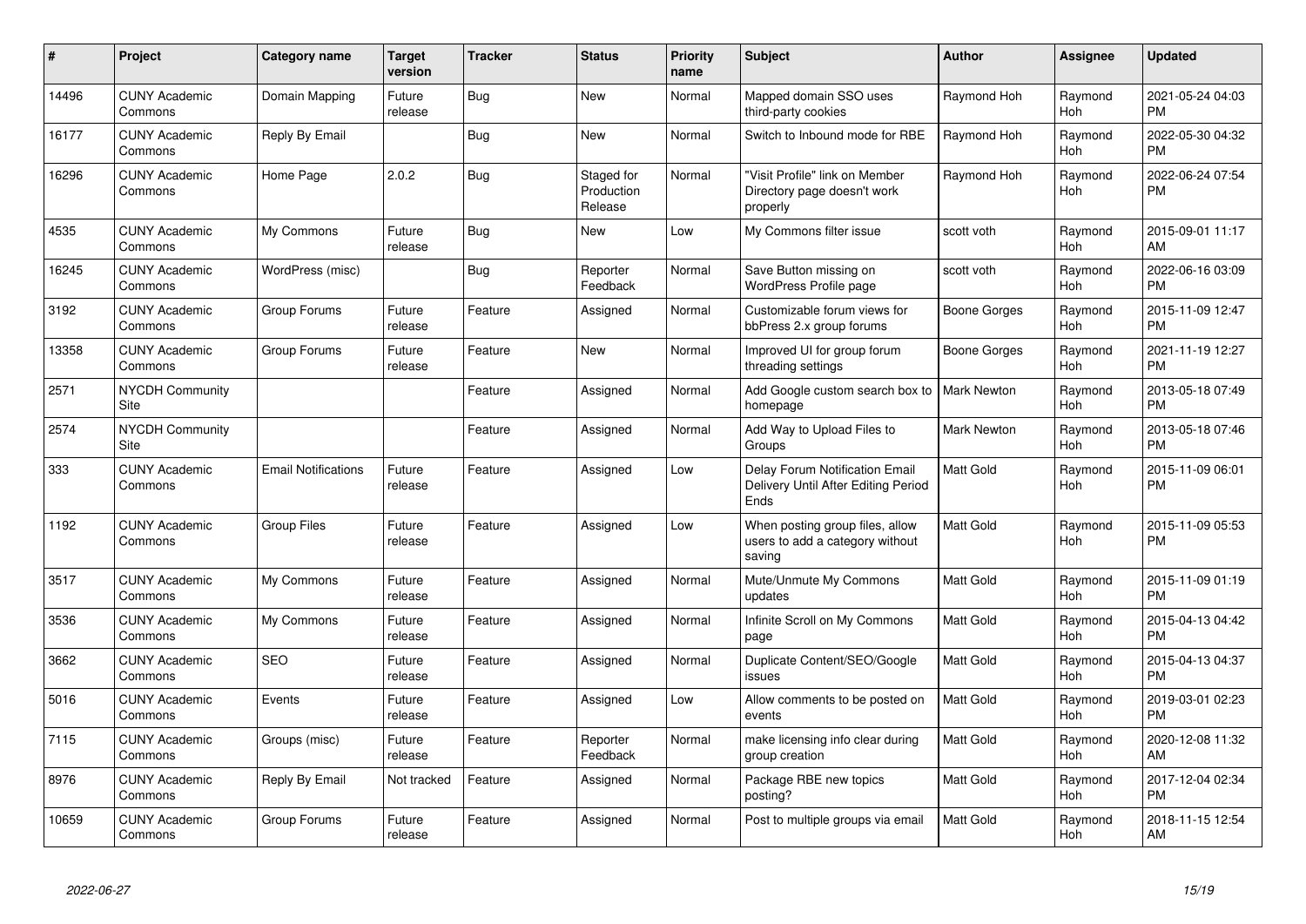| # | Project | Category name | Target version | Tracker | Status | Priority name | Subject | Author | Assignee | Updated |
|---|---|---|---|---|---|---|---|---|---|---|
| 14496 | CUNY Academic Commons | Domain Mapping | Future release | Bug | New | Normal | Mapped domain SSO uses third-party cookies | Raymond Hoh | Raymond Hoh | 2021-05-24 04:03 PM |
| 16177 | CUNY Academic Commons | Reply By Email | | Bug | New | Normal | Switch to Inbound mode for RBE | Raymond Hoh | Raymond Hoh | 2022-05-30 04:32 PM |
| 16296 | CUNY Academic Commons | Home Page | 2.0.2 | Bug | Staged for Production Release | Normal | "Visit Profile" link on Member Directory page doesn't work properly | Raymond Hoh | Raymond Hoh | 2022-06-24 07:54 PM |
| 4535 | CUNY Academic Commons | My Commons | Future release | Bug | New | Low | My Commons filter issue | scott voth | Raymond Hoh | 2015-09-01 11:17 AM |
| 16245 | CUNY Academic Commons | WordPress (misc) | | Bug | Reporter Feedback | Normal | Save Button missing on WordPress Profile page | scott voth | Raymond Hoh | 2022-06-16 03:09 PM |
| 3192 | CUNY Academic Commons | Group Forums | Future release | Feature | Assigned | Normal | Customizable forum views for bbPress 2.x group forums | Boone Gorges | Raymond Hoh | 2015-11-09 12:47 PM |
| 13358 | CUNY Academic Commons | Group Forums | Future release | Feature | New | Normal | Improved UI for group forum threading settings | Boone Gorges | Raymond Hoh | 2021-11-19 12:27 PM |
| 2571 | NYCDH Community Site | | | Feature | Assigned | Normal | Add Google custom search box to homepage | Mark Newton | Raymond Hoh | 2013-05-18 07:49 PM |
| 2574 | NYCDH Community Site | | | Feature | Assigned | Normal | Add Way to Upload Files to Groups | Mark Newton | Raymond Hoh | 2013-05-18 07:46 PM |
| 333 | CUNY Academic Commons | Email Notifications | Future release | Feature | Assigned | Low | Delay Forum Notification Email Delivery Until After Editing Period Ends | Matt Gold | Raymond Hoh | 2015-11-09 06:01 PM |
| 1192 | CUNY Academic Commons | Group Files | Future release | Feature | Assigned | Low | When posting group files, allow users to add a category without saving | Matt Gold | Raymond Hoh | 2015-11-09 05:53 PM |
| 3517 | CUNY Academic Commons | My Commons | Future release | Feature | Assigned | Normal | Mute/Unmute My Commons updates | Matt Gold | Raymond Hoh | 2015-11-09 01:19 PM |
| 3536 | CUNY Academic Commons | My Commons | Future release | Feature | Assigned | Normal | Infinite Scroll on My Commons page | Matt Gold | Raymond Hoh | 2015-04-13 04:42 PM |
| 3662 | CUNY Academic Commons | SEO | Future release | Feature | Assigned | Normal | Duplicate Content/SEO/Google issues | Matt Gold | Raymond Hoh | 2015-04-13 04:37 PM |
| 5016 | CUNY Academic Commons | Events | Future release | Feature | Assigned | Low | Allow comments to be posted on events | Matt Gold | Raymond Hoh | 2019-03-01 02:23 PM |
| 7115 | CUNY Academic Commons | Groups (misc) | Future release | Feature | Reporter Feedback | Normal | make licensing info clear during group creation | Matt Gold | Raymond Hoh | 2020-12-08 11:32 AM |
| 8976 | CUNY Academic Commons | Reply By Email | Not tracked | Feature | Assigned | Normal | Package RBE new topics posting? | Matt Gold | Raymond Hoh | 2017-12-04 02:34 PM |
| 10659 | CUNY Academic Commons | Group Forums | Future release | Feature | Assigned | Normal | Post to multiple groups via email | Matt Gold | Raymond Hoh | 2018-11-15 12:54 AM |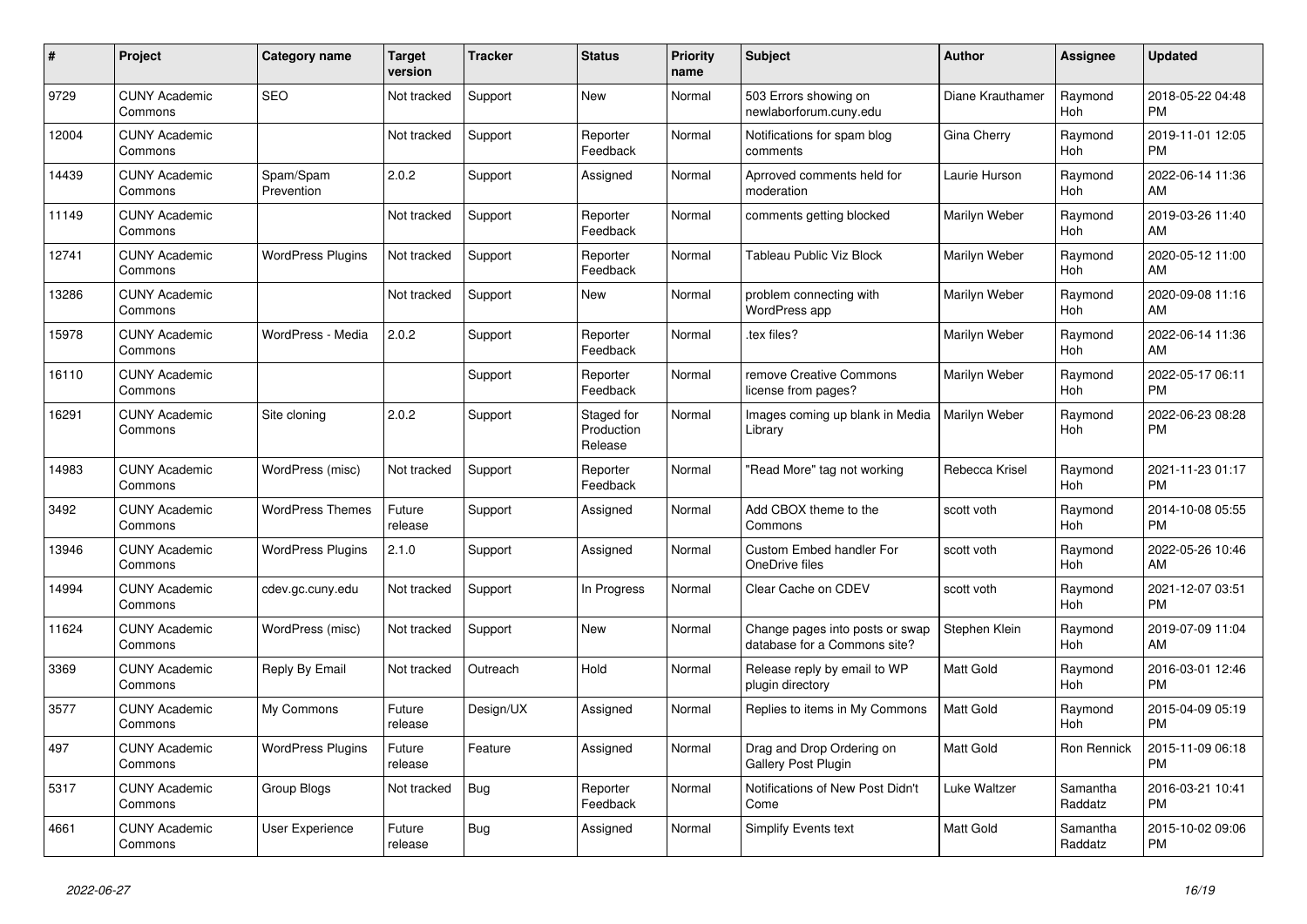| # | Project | Category name | Target version | Tracker | Status | Priority name | Subject | Author | Assignee | Updated |
|---|---|---|---|---|---|---|---|---|---|---|
| 9729 | CUNY Academic Commons | SEO | Not tracked | Support | New | Normal | 503 Errors showing on newlaborforum.cuny.edu | Diane Krauthamer | Raymond Hoh | 2018-05-22 04:48 PM |
| 12004 | CUNY Academic Commons | | Not tracked | Support | Reporter Feedback | Normal | Notifications for spam blog comments | Gina Cherry | Raymond Hoh | 2019-11-01 12:05 PM |
| 14439 | CUNY Academic Commons | Spam/Spam Prevention | 2.0.2 | Support | Assigned | Normal | Aprroved comments held for moderation | Laurie Hurson | Raymond Hoh | 2022-06-14 11:36 AM |
| 11149 | CUNY Academic Commons | | Not tracked | Support | Reporter Feedback | Normal | comments getting blocked | Marilyn Weber | Raymond Hoh | 2019-03-26 11:40 AM |
| 12741 | CUNY Academic Commons | WordPress Plugins | Not tracked | Support | Reporter Feedback | Normal | Tableau Public Viz Block | Marilyn Weber | Raymond Hoh | 2020-05-12 11:00 AM |
| 13286 | CUNY Academic Commons | | Not tracked | Support | New | Normal | problem connecting with WordPress app | Marilyn Weber | Raymond Hoh | 2020-09-08 11:16 AM |
| 15978 | CUNY Academic Commons | WordPress - Media | 2.0.2 | Support | Reporter Feedback | Normal | .tex files? | Marilyn Weber | Raymond Hoh | 2022-06-14 11:36 AM |
| 16110 | CUNY Academic Commons | | | Support | Reporter Feedback | Normal | remove Creative Commons license from pages? | Marilyn Weber | Raymond Hoh | 2022-05-17 06:11 PM |
| 16291 | CUNY Academic Commons | Site cloning | 2.0.2 | Support | Staged for Production Release | Normal | Images coming up blank in Media Library | Marilyn Weber | Raymond Hoh | 2022-06-23 08:28 PM |
| 14983 | CUNY Academic Commons | WordPress (misc) | Not tracked | Support | Reporter Feedback | Normal | "Read More" tag not working | Rebecca Krisel | Raymond Hoh | 2021-11-23 01:17 PM |
| 3492 | CUNY Academic Commons | WordPress Themes | Future release | Support | Assigned | Normal | Add CBOX theme to the Commons | scott voth | Raymond Hoh | 2014-10-08 05:55 PM |
| 13946 | CUNY Academic Commons | WordPress Plugins | 2.1.0 | Support | Assigned | Normal | Custom Embed handler For OneDrive files | scott voth | Raymond Hoh | 2022-05-26 10:46 AM |
| 14994 | CUNY Academic Commons | cdev.gc.cuny.edu | Not tracked | Support | In Progress | Normal | Clear Cache on CDEV | scott voth | Raymond Hoh | 2021-12-07 03:51 PM |
| 11624 | CUNY Academic Commons | WordPress (misc) | Not tracked | Support | New | Normal | Change pages into posts or swap database for a Commons site? | Stephen Klein | Raymond Hoh | 2019-07-09 11:04 AM |
| 3369 | CUNY Academic Commons | Reply By Email | Not tracked | Outreach | Hold | Normal | Release reply by email to WP plugin directory | Matt Gold | Raymond Hoh | 2016-03-01 12:46 PM |
| 3577 | CUNY Academic Commons | My Commons | Future release | Design/UX | Assigned | Normal | Replies to items in My Commons | Matt Gold | Raymond Hoh | 2015-04-09 05:19 PM |
| 497 | CUNY Academic Commons | WordPress Plugins | Future release | Feature | Assigned | Normal | Drag and Drop Ordering on Gallery Post Plugin | Matt Gold | Ron Rennick | 2015-11-09 06:18 PM |
| 5317 | CUNY Academic Commons | Group Blogs | Not tracked | Bug | Reporter Feedback | Normal | Notifications of New Post Didn't Come | Luke Waltzer | Samantha Raddatz | 2016-03-21 10:41 PM |
| 4661 | CUNY Academic Commons | User Experience | Future release | Bug | Assigned | Normal | Simplify Events text | Matt Gold | Samantha Raddatz | 2015-10-02 09:06 PM |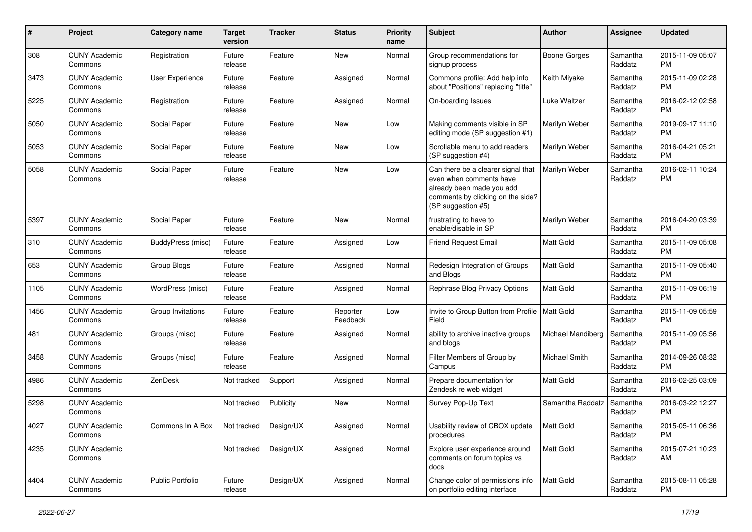| # | Project | Category name | Target version | Tracker | Status | Priority name | Subject | Author | Assignee | Updated |
|---|---|---|---|---|---|---|---|---|---|---|
| 308 | CUNY Academic Commons | Registration | Future release | Feature | New | Normal | Group recommendations for signup process | Boone Gorges | Samantha Raddatz | 2015-11-09 05:07 PM |
| 3473 | CUNY Academic Commons | User Experience | Future release | Feature | Assigned | Normal | Commons profile: Add help info about "Positions" replacing "title" | Keith Miyake | Samantha Raddatz | 2015-11-09 02:28 PM |
| 5225 | CUNY Academic Commons | Registration | Future release | Feature | Assigned | Normal | On-boarding Issues | Luke Waltzer | Samantha Raddatz | 2016-02-12 02:58 PM |
| 5050 | CUNY Academic Commons | Social Paper | Future release | Feature | New | Low | Making comments visible in SP editing mode (SP suggestion #1) | Marilyn Weber | Samantha Raddatz | 2019-09-17 11:10 PM |
| 5053 | CUNY Academic Commons | Social Paper | Future release | Feature | New | Low | Scrollable menu to add readers (SP suggestion #4) | Marilyn Weber | Samantha Raddatz | 2016-04-21 05:21 PM |
| 5058 | CUNY Academic Commons | Social Paper | Future release | Feature | New | Low | Can there be a clearer signal that even when comments have already been made you add comments by clicking on the side? (SP suggestion #5) | Marilyn Weber | Samantha Raddatz | 2016-02-11 10:24 PM |
| 5397 | CUNY Academic Commons | Social Paper | Future release | Feature | New | Normal | frustrating to have to enable/disable in SP | Marilyn Weber | Samantha Raddatz | 2016-04-20 03:39 PM |
| 310 | CUNY Academic Commons | BuddyPress (misc) | Future release | Feature | Assigned | Low | Friend Request Email | Matt Gold | Samantha Raddatz | 2015-11-09 05:08 PM |
| 653 | CUNY Academic Commons | Group Blogs | Future release | Feature | Assigned | Normal | Redesign Integration of Groups and Blogs | Matt Gold | Samantha Raddatz | 2015-11-09 05:40 PM |
| 1105 | CUNY Academic Commons | WordPress (misc) | Future release | Feature | Assigned | Normal | Rephrase Blog Privacy Options | Matt Gold | Samantha Raddatz | 2015-11-09 06:19 PM |
| 1456 | CUNY Academic Commons | Group Invitations | Future release | Feature | Reporter Feedback | Low | Invite to Group Button from Profile Field | Matt Gold | Samantha Raddatz | 2015-11-09 05:59 PM |
| 481 | CUNY Academic Commons | Groups (misc) | Future release | Feature | Assigned | Normal | ability to archive inactive groups and blogs | Michael Mandiberg | Samantha Raddatz | 2015-11-09 05:56 PM |
| 3458 | CUNY Academic Commons | Groups (misc) | Future release | Feature | Assigned | Normal | Filter Members of Group by Campus | Michael Smith | Samantha Raddatz | 2014-09-26 08:32 PM |
| 4986 | CUNY Academic Commons | ZenDesk | Not tracked | Support | Assigned | Normal | Prepare documentation for Zendesk re web widget | Matt Gold | Samantha Raddatz | 2016-02-25 03:09 PM |
| 5298 | CUNY Academic Commons | | Not tracked | Publicity | New | Normal | Survey Pop-Up Text | Samantha Raddatz | Samantha Raddatz | 2016-03-22 12:27 PM |
| 4027 | CUNY Academic Commons | Commons In A Box | Not tracked | Design/UX | Assigned | Normal | Usability review of CBOX update procedures | Matt Gold | Samantha Raddatz | 2015-05-11 06:36 PM |
| 4235 | CUNY Academic Commons | | Not tracked | Design/UX | Assigned | Normal | Explore user experience around comments on forum topics vs docs | Matt Gold | Samantha Raddatz | 2015-07-21 10:23 AM |
| 4404 | CUNY Academic Commons | Public Portfolio | Future release | Design/UX | Assigned | Normal | Change color of permissions info on portfolio editing interface | Matt Gold | Samantha Raddatz | 2015-08-11 05:28 PM |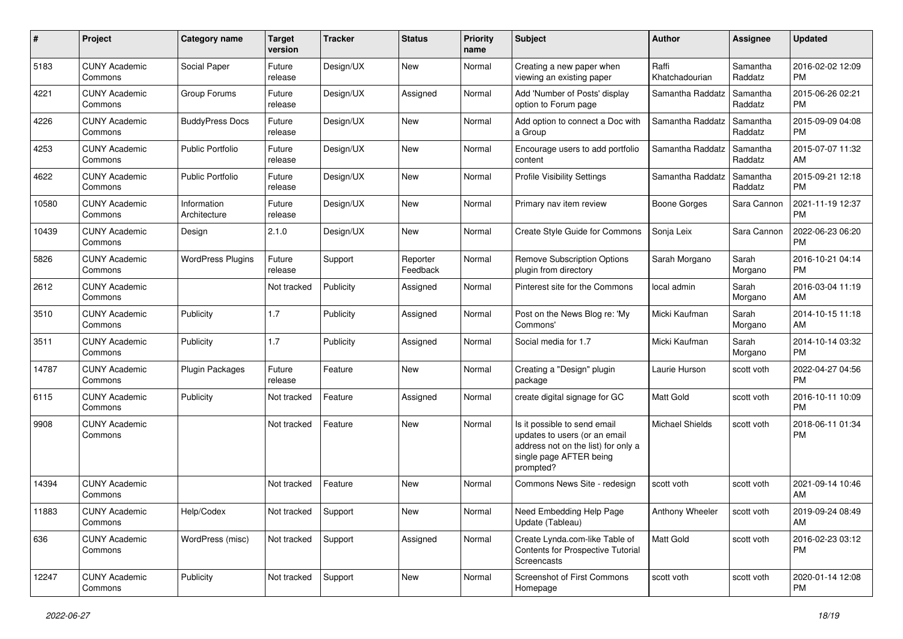| # | Project | Category name | Target version | Tracker | Status | Priority name | Subject | Author | Assignee | Updated |
|---|---|---|---|---|---|---|---|---|---|---|
| 5183 | CUNY Academic Commons | Social Paper | Future release | Design/UX | New | Normal | Creating a new paper when viewing an existing paper | Raffi Khatchadourian | Samantha Raddatz | 2016-02-02 12:09 PM |
| 4221 | CUNY Academic Commons | Group Forums | Future release | Design/UX | Assigned | Normal | Add 'Number of Posts' display option to Forum page | Samantha Raddatz | Samantha Raddatz | 2015-06-26 02:21 PM |
| 4226 | CUNY Academic Commons | BuddyPress Docs | Future release | Design/UX | New | Normal | Add option to connect a Doc with a Group | Samantha Raddatz | Samantha Raddatz | 2015-09-09 04:08 PM |
| 4253 | CUNY Academic Commons | Public Portfolio | Future release | Design/UX | New | Normal | Encourage users to add portfolio content | Samantha Raddatz | Samantha Raddatz | 2015-07-07 11:32 AM |
| 4622 | CUNY Academic Commons | Public Portfolio | Future release | Design/UX | New | Normal | Profile Visibility Settings | Samantha Raddatz | Samantha Raddatz | 2015-09-21 12:18 PM |
| 10580 | CUNY Academic Commons | Information Architecture | Future release | Design/UX | New | Normal | Primary nav item review | Boone Gorges | Sara Cannon | 2021-11-19 12:37 PM |
| 10439 | CUNY Academic Commons | Design | 2.1.0 | Design/UX | New | Normal | Create Style Guide for Commons | Sonja Leix | Sara Cannon | 2022-06-23 06:20 PM |
| 5826 | CUNY Academic Commons | WordPress Plugins | Future release | Support | Reporter Feedback | Normal | Remove Subscription Options plugin from directory | Sarah Morgano | Sarah Morgano | 2016-10-21 04:14 PM |
| 2612 | CUNY Academic Commons | | Not tracked | Publicity | Assigned | Normal | Pinterest site for the Commons | local admin | Sarah Morgano | 2016-03-04 11:19 AM |
| 3510 | CUNY Academic Commons | Publicity | 1.7 | Publicity | Assigned | Normal | Post on the News Blog re: 'My Commons' | Micki Kaufman | Sarah Morgano | 2014-10-15 11:18 AM |
| 3511 | CUNY Academic Commons | Publicity | 1.7 | Publicity | Assigned | Normal | Social media for 1.7 | Micki Kaufman | Sarah Morgano | 2014-10-14 03:32 PM |
| 14787 | CUNY Academic Commons | Plugin Packages | Future release | Feature | New | Normal | Creating a "Design" plugin package | Laurie Hurson | scott voth | 2022-04-27 04:56 PM |
| 6115 | CUNY Academic Commons | Publicity | Not tracked | Feature | Assigned | Normal | create digital signage for GC | Matt Gold | scott voth | 2016-10-11 10:09 PM |
| 9908 | CUNY Academic Commons | | Not tracked | Feature | New | Normal | Is it possible to send email updates to users (or an email address not on the list) for only a single page AFTER being prompted? | Michael Shields | scott voth | 2018-06-11 01:34 PM |
| 14394 | CUNY Academic Commons | | Not tracked | Feature | New | Normal | Commons News Site - redesign | scott voth | scott voth | 2021-09-14 10:46 AM |
| 11883 | CUNY Academic Commons | Help/Codex | Not tracked | Support | New | Normal | Need Embedding Help Page Update (Tableau) | Anthony Wheeler | scott voth | 2019-09-24 08:49 AM |
| 636 | CUNY Academic Commons | WordPress (misc) | Not tracked | Support | Assigned | Normal | Create Lynda.com-like Table of Contents for Prospective Tutorial Screencasts | Matt Gold | scott voth | 2016-02-23 03:12 PM |
| 12247 | CUNY Academic Commons | Publicity | Not tracked | Support | New | Normal | Screenshot of First Commons Homepage | scott voth | scott voth | 2020-01-14 12:08 PM |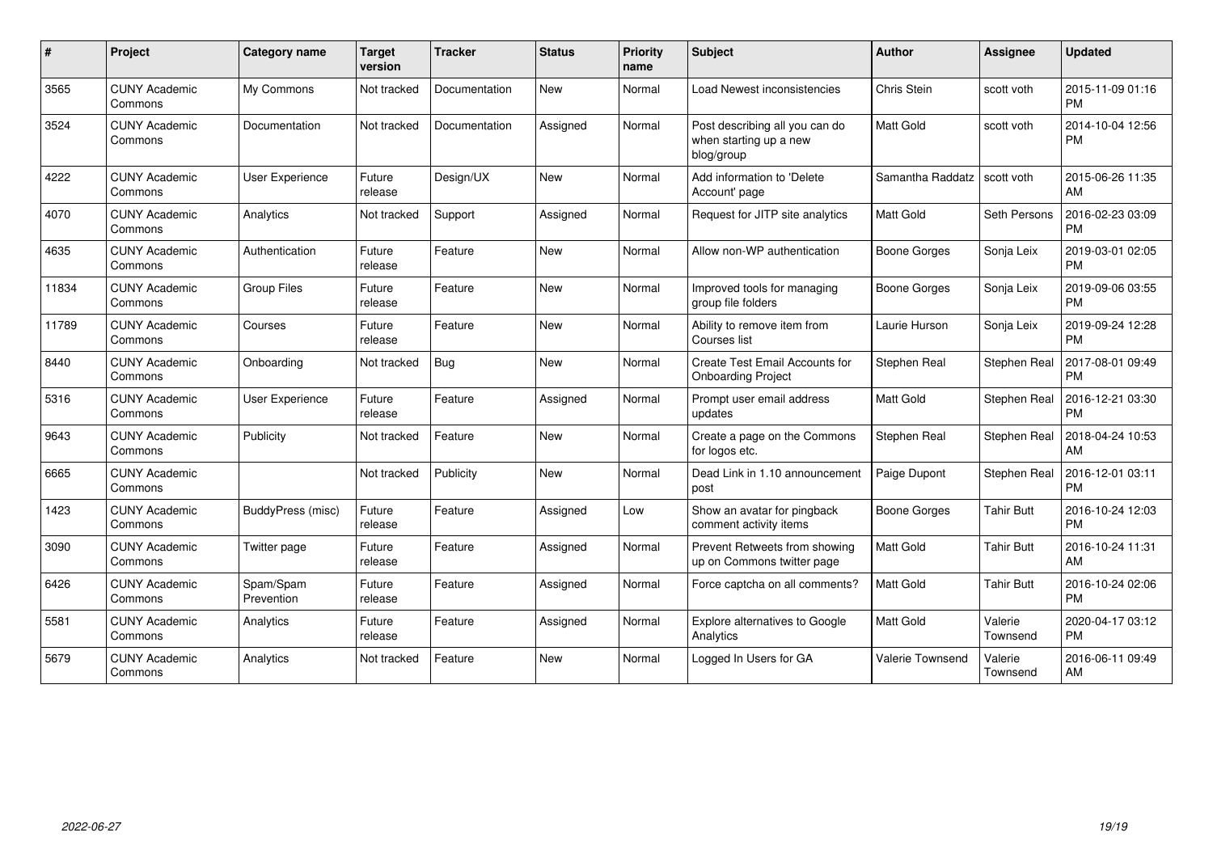| # | Project | Category name | Target version | Tracker | Status | Priority name | Subject | Author | Assignee | Updated |
|---|---|---|---|---|---|---|---|---|---|---|
| 3565 | CUNY Academic Commons | My Commons | Not tracked | Documentation | New | Normal | Load Newest inconsistencies | Chris Stein | scott voth | 2015-11-09 01:16 PM |
| 3524 | CUNY Academic Commons | Documentation | Not tracked | Documentation | Assigned | Normal | Post describing all you can do when starting up a new blog/group | Matt Gold | scott voth | 2014-10-04 12:56 PM |
| 4222 | CUNY Academic Commons | User Experience | Future release | Design/UX | New | Normal | Add information to 'Delete Account' page | Samantha Raddatz | scott voth | 2015-06-26 11:35 AM |
| 4070 | CUNY Academic Commons | Analytics | Not tracked | Support | Assigned | Normal | Request for JITP site analytics | Matt Gold | Seth Persons | 2016-02-23 03:09 PM |
| 4635 | CUNY Academic Commons | Authentication | Future release | Feature | New | Normal | Allow non-WP authentication | Boone Gorges | Sonja Leix | 2019-03-01 02:05 PM |
| 11834 | CUNY Academic Commons | Group Files | Future release | Feature | New | Normal | Improved tools for managing group file folders | Boone Gorges | Sonja Leix | 2019-09-06 03:55 PM |
| 11789 | CUNY Academic Commons | Courses | Future release | Feature | New | Normal | Ability to remove item from Courses list | Laurie Hurson | Sonja Leix | 2019-09-24 12:28 PM |
| 8440 | CUNY Academic Commons | Onboarding | Not tracked | Bug | New | Normal | Create Test Email Accounts for Onboarding Project | Stephen Real | Stephen Real | 2017-08-01 09:49 PM |
| 5316 | CUNY Academic Commons | User Experience | Future release | Feature | Assigned | Normal | Prompt user email address updates | Matt Gold | Stephen Real | 2016-12-21 03:30 PM |
| 9643 | CUNY Academic Commons | Publicity | Not tracked | Feature | New | Normal | Create a page on the Commons for logos etc. | Stephen Real | Stephen Real | 2018-04-24 10:53 AM |
| 6665 | CUNY Academic Commons | | Not tracked | Publicity | New | Normal | Dead Link in 1.10 announcement post | Paige Dupont | Stephen Real | 2016-12-01 03:11 PM |
| 1423 | CUNY Academic Commons | BuddyPress (misc) | Future release | Feature | Assigned | Low | Show an avatar for pingback comment activity items | Boone Gorges | Tahir Butt | 2016-10-24 12:03 PM |
| 3090 | CUNY Academic Commons | Twitter page | Future release | Feature | Assigned | Normal | Prevent Retweets from showing up on Commons twitter page | Matt Gold | Tahir Butt | 2016-10-24 11:31 AM |
| 6426 | CUNY Academic Commons | Spam/Spam Prevention | Future release | Feature | Assigned | Normal | Force captcha on all comments? | Matt Gold | Tahir Butt | 2016-10-24 02:06 PM |
| 5581 | CUNY Academic Commons | Analytics | Future release | Feature | Assigned | Normal | Explore alternatives to Google Analytics | Matt Gold | Valerie Townsend | 2020-04-17 03:12 PM |
| 5679 | CUNY Academic Commons | Analytics | Not tracked | Feature | New | Normal | Logged In Users for GA | Valerie Townsend | Valerie Townsend | 2016-06-11 09:49 AM |